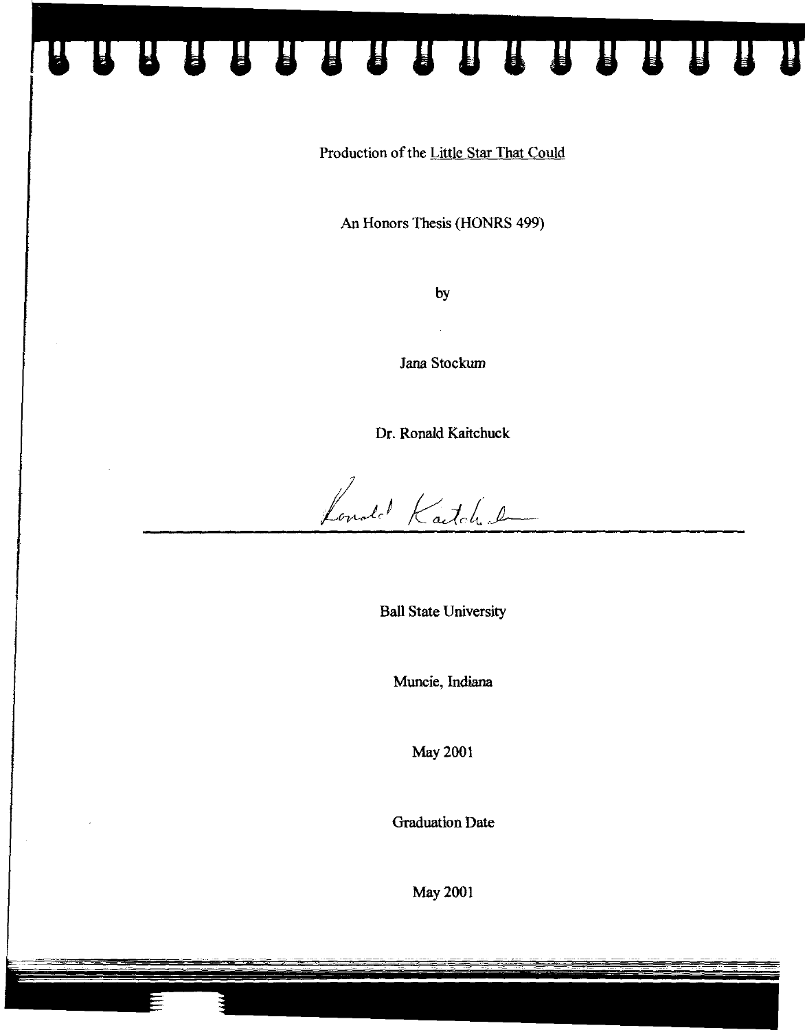Production of the <u>Little Star That Could</u>

An Honors Thesis (HONRS 499)

by

Jana Stockum

Dr. Ronald Kaitchuck

Ball State University

Muncie, Indiana

May 2001

Graduation Date

May 2001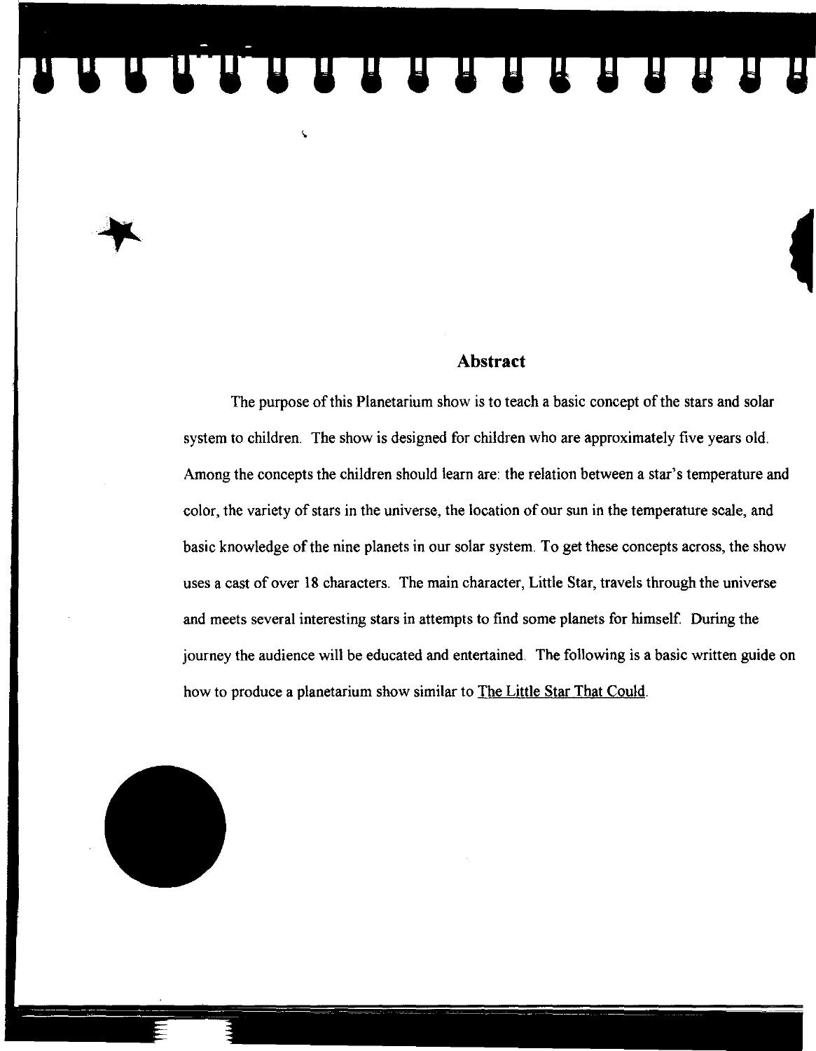## Abstract

The purpose of this Planetarium show is to teach a basic concept of the stars and solar system to children. The show is designed for children who are approximately five years old. Among the concepts the children should learn are: the relation between a star's temperature and color, the variety of stars in the universe, the location of our sun in the temperature scale, and basic knowledge of the nine planets in our solar system. To get these concepts across, the show uses a cast of over 18 characters. The main character, Little Star, travels through the universe and meets several interesting stars in attempts to find some planets for himself. During the journey the audience will be educated and entertained. The following is a basic written guide on how to produce a planetarium show similar to The Little Star That Could.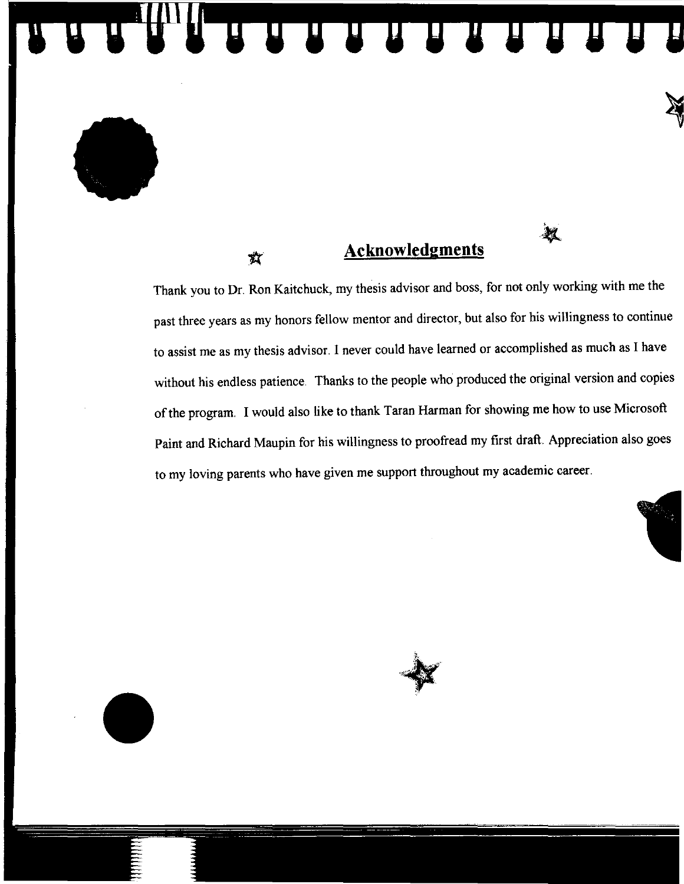## Acknowledgments

Thank you to Dr. Ron Kaitchuck, my thesis advisor and boss, for not only working with me the past three years as my honors fellow mentor and director, but also for his willingness to continue to assist me as my thesis advisor. I never could have learned or accomplished as much as I have without his endless patience. Thanks to the people who produced the original version and copies of the program. I would also like to thank Taran Harman for showing me how to use Microsoft Paint and Richard Maupin for his willingness to proofread my first draft. Appreciation also goes to my loving parents who have given me support throughout my academic career.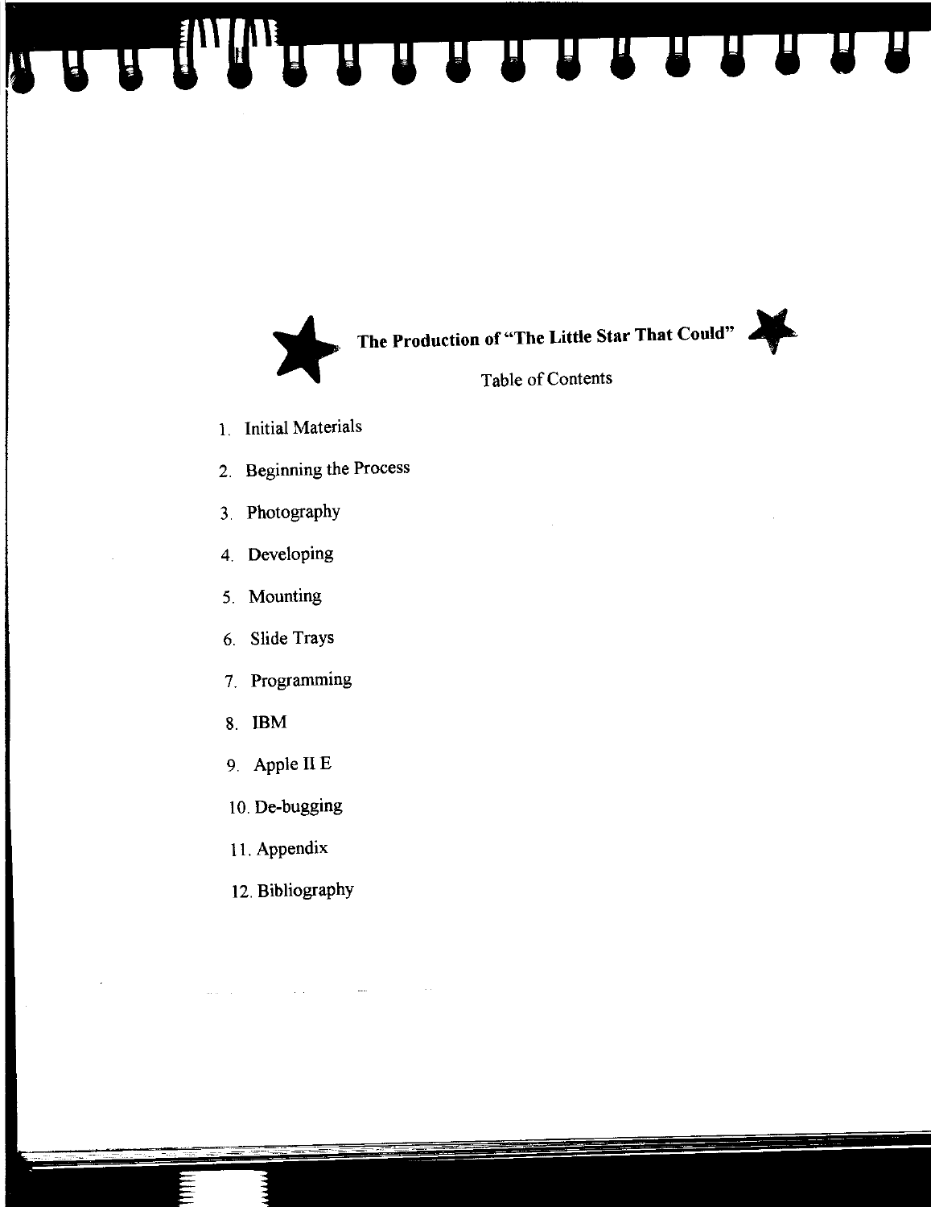## The Production of "The Little Star That Could"

Table of Contents

1. Initial Materials
2. Beginning the Process
3. Photography
4. Developing
5. Mounting
6. Slide Trays
7. Programming
8. IBM
9. Apple II E
10. De-bugging
11. Appendix
12. Bibliography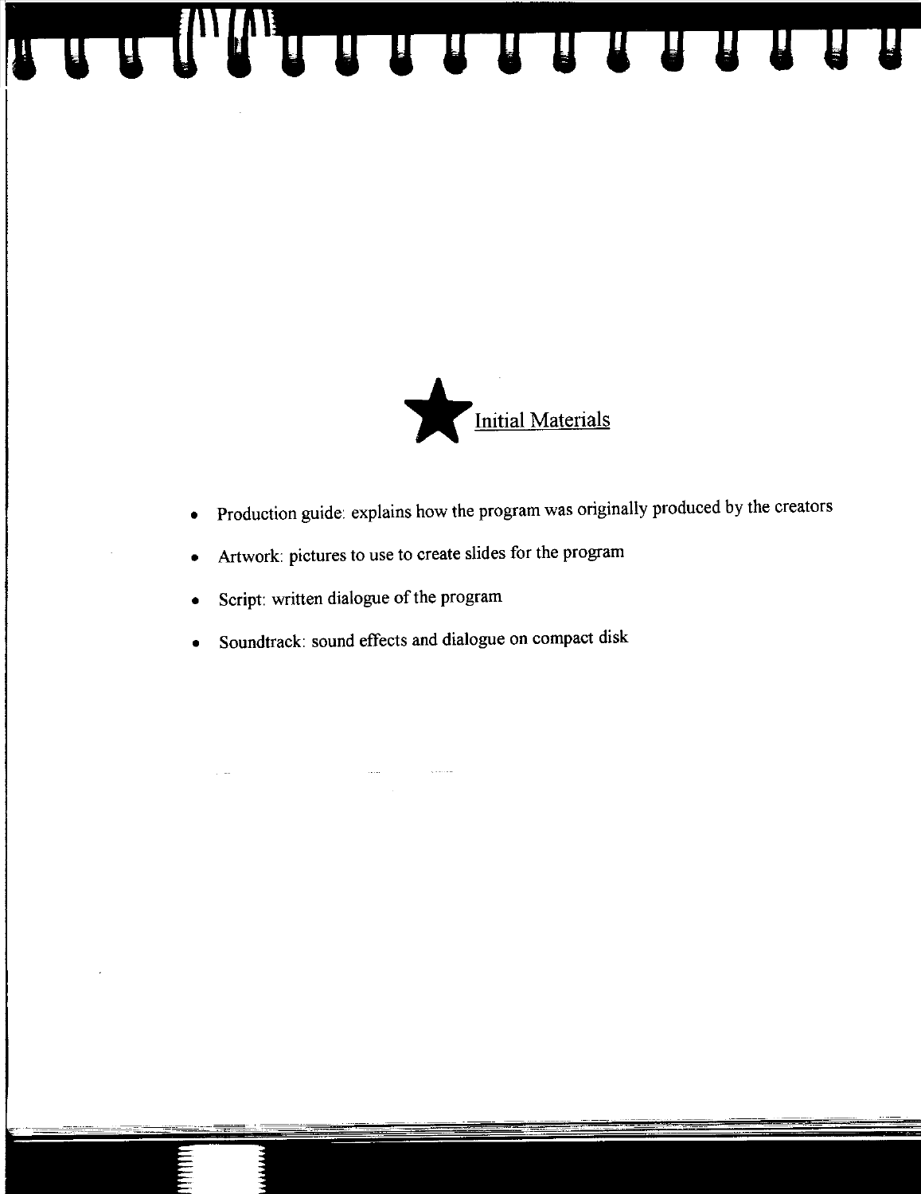## Initial Materials

- Production guide: explains how the program was originally produced by the creators
- Artwork: pictures to use to create slides for the program
- Script: written dialogue of the program
- Soundtrack: sound effects and dialogue on compact disk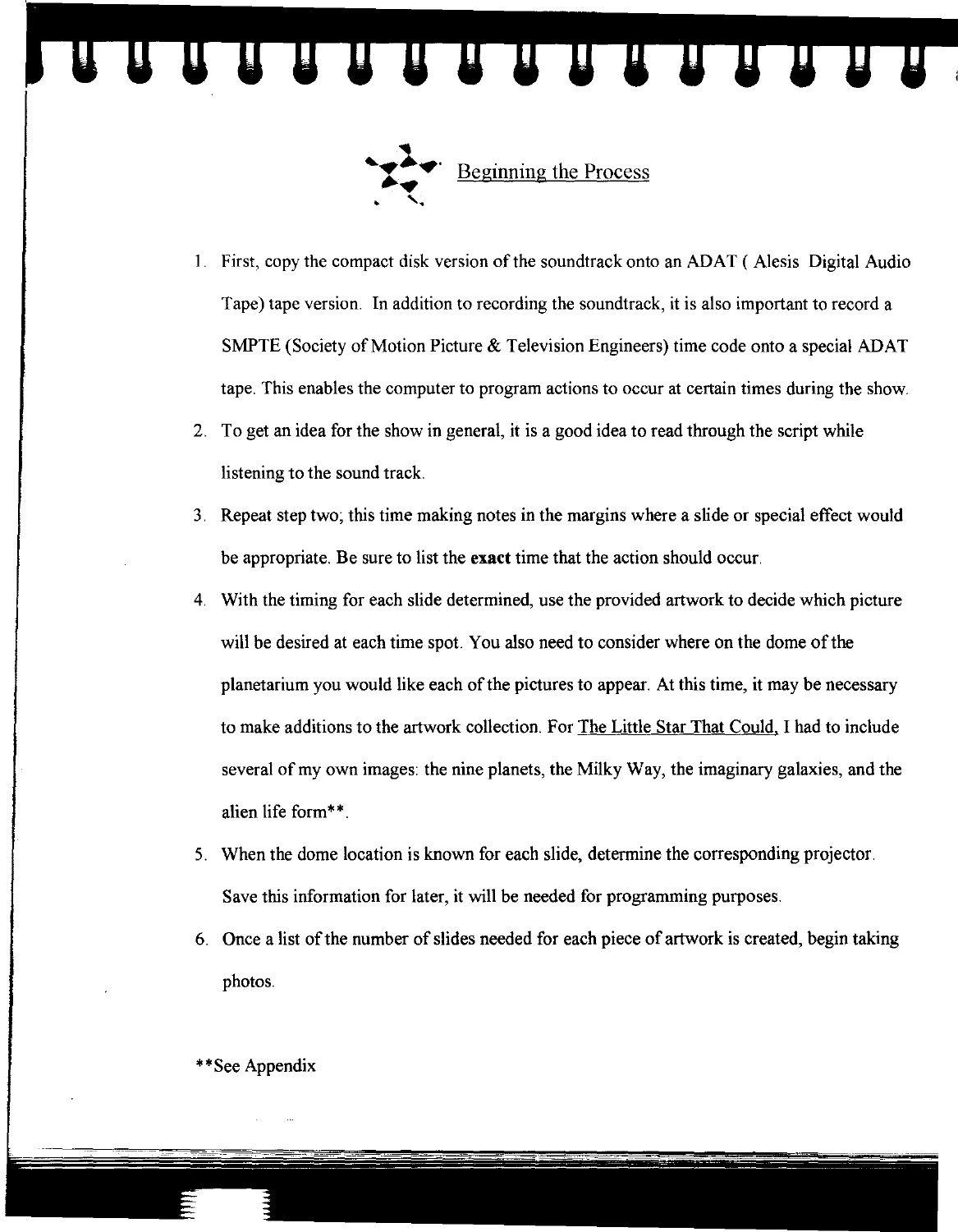## Beginning the Process

1. First, copy the compact disk version of the soundtrack onto an ADAT ( Alesis Digital Audio Tape) tape version. In addition to recording the soundtrack, it is also important to record a SMPTE (Society of Motion Picture & Television Engineers) time code onto a special ADAT tape. This enables the computer to program actions to occur at certain times during the show.
2. To get an idea for the show in general, it is a good idea to read through the script while listening to the sound track.
3. Repeat step two; this time making notes in the margins where a slide or special effect would be appropriate. Be sure to list the **exact** time that the action should occur.
4. With the timing for each slide determined, use the provided artwork to decide which picture will be desired at each time spot. You also need to consider where on the dome of the planetarium you would like each of the pictures to appear. At this time, it may be necessary to make additions to the artwork collection. For The Little Star That Could, I had to include several of my own images: the nine planets, the Milky Way, the imaginary galaxies, and the alien life form**.
5. When the dome location is known for each slide, determine the corresponding projector. Save this information for later, it will be needed for programming purposes.
6. Once a list of the number of slides needed for each piece of artwork is created, begin taking photos.

**See Appendix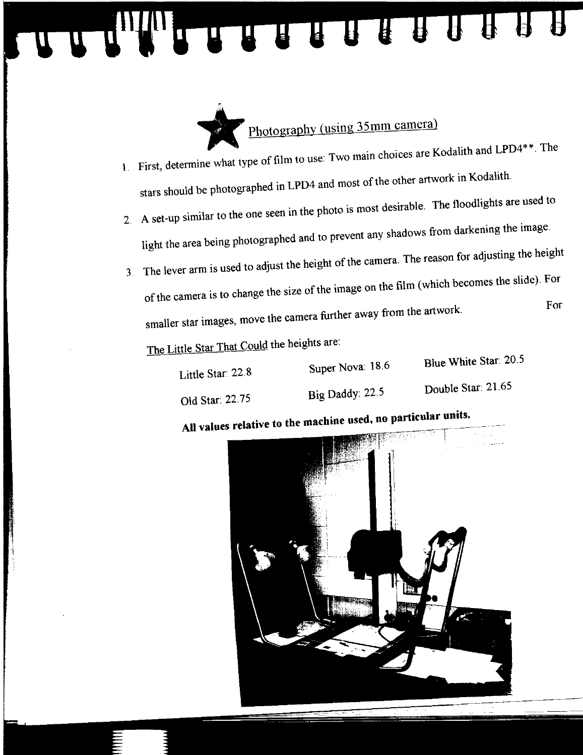## Photography (using 35mm camera)

1. First, determine what type of film to use: Two main choices are Kodalith and LPD4**. The stars should be photographed in LPD4 and most of the other artwork in Kodalith.
2. A set-up similar to the one seen in the photo is most desirable. The floodlights are used to light the area being photographed and to prevent any shadows from darkening the image.
3. The lever arm is used to adjust the height of the camera. The reason for adjusting the height of the camera is to change the size of the image on the film (which becomes the slide). For smaller star images, move the camera further away from the artwork. For The Little Star That Could the heights are:

| | | |
|---|---|---|
| Little Star: 22.8 | Super Nova: 18.6 | Blue White Star: 20.5 |
| Old Star: 22.75 | Big Daddy: 22.5 | Double Star: 21.65 |

**All values relative to the machine used, no particular units.**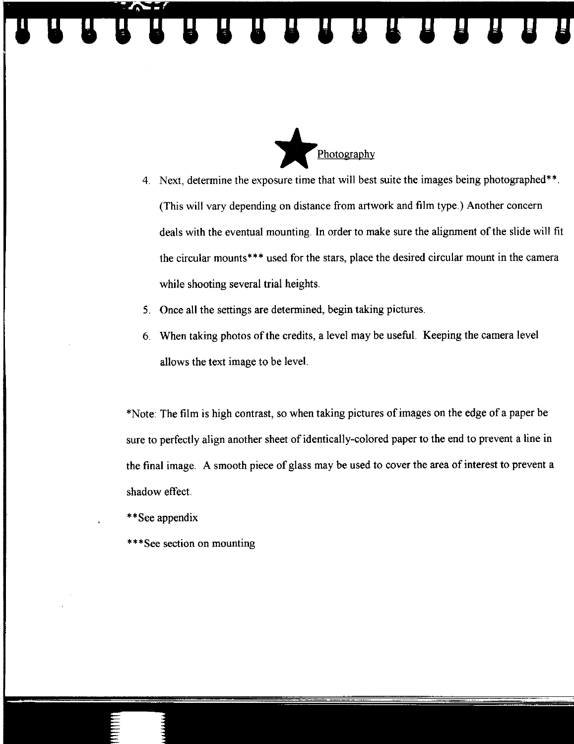## Photography

4. Next, determine the exposure time that will best suite the images being photographed**. (This will vary depending on distance from artwork and film type.) Another concern deals with the eventual mounting. In order to make sure the alignment of the slide will fit the circular mounts*** used for the stars, place the desired circular mount in the camera while shooting several trial heights.
5. Once all the settings are determined, begin taking pictures.
6. When taking photos of the credits, a level may be useful. Keeping the camera level allows the text image to be level.

*Note: The film is high contrast, so when taking pictures of images on the edge of a paper be sure to perfectly align another sheet of identically-colored paper to the end to prevent a line in the final image. A smooth piece of glass may be used to cover the area of interest to prevent a shadow effect.

**See appendix

***See section on mounting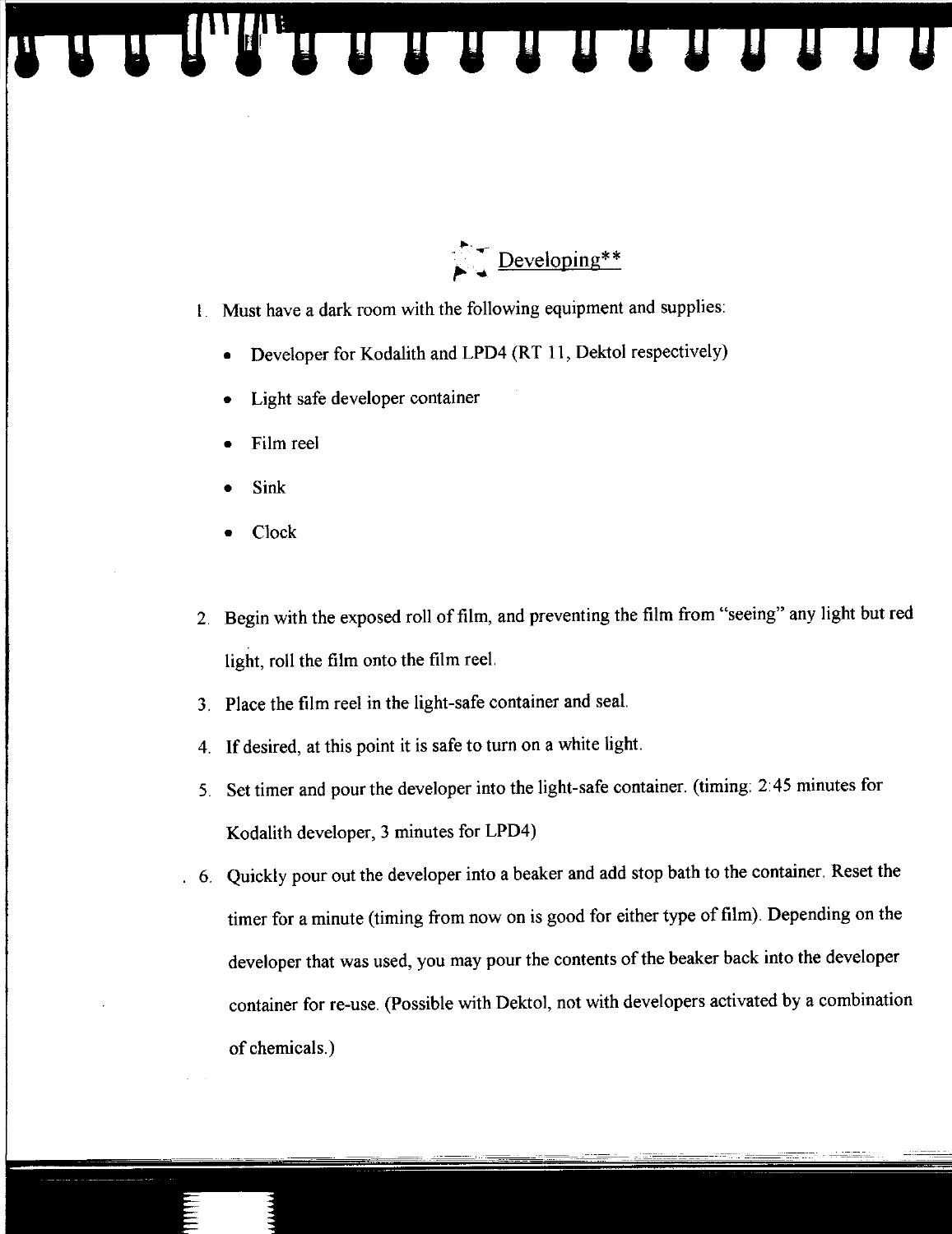## Developing**

1. Must have a dark room with the following equipment and supplies:
   - Developer for Kodalith and LPD4 (RT 11, Dektol respectively)
   - Light safe developer container
   - Film reel
   - Sink
   - Clock
2. Begin with the exposed roll of film, and preventing the film from "seeing" any light but red light, roll the film onto the film reel.
3. Place the film reel in the light-safe container and seal.
4. If desired, at this point it is safe to turn on a white light.
5. Set timer and pour the developer into the light-safe container. (timing: 2:45 minutes for Kodalith developer, 3 minutes for LPD4)
6. Quickly pour out the developer into a beaker and add stop bath to the container. Reset the timer for a minute (timing from now on is good for either type of film). Depending on the developer that was used, you may pour the contents of the beaker back into the developer container for re-use. (Possible with Dektol, not with developers activated by a combination of chemicals.)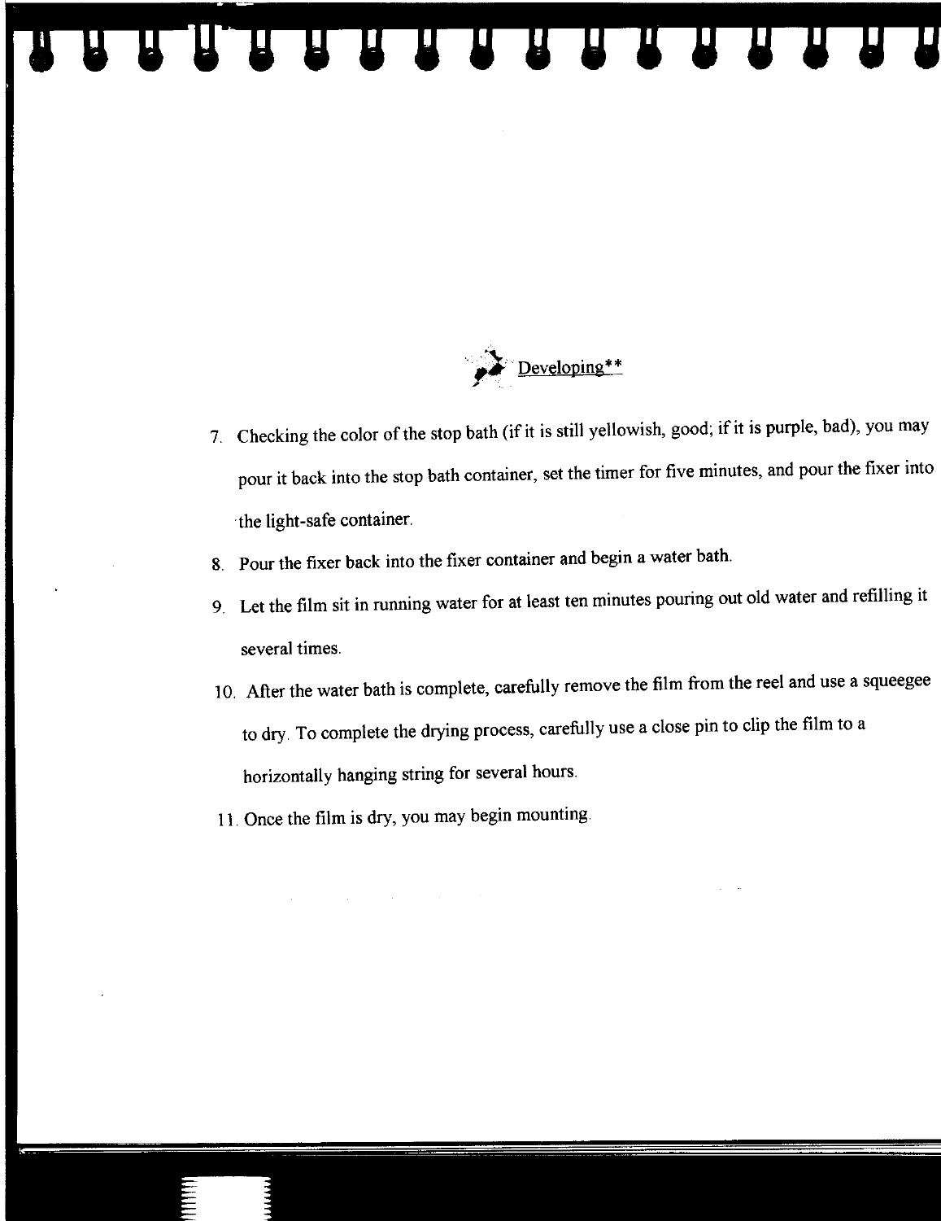## Developing**

7. Checking the color of the stop bath (if it is still yellowish, good; if it is purple, bad), you may pour it back into the stop bath container, set the timer for five minutes, and pour the fixer into the light-safe container.
8. Pour the fixer back into the fixer container and begin a water bath.
9. Let the film sit in running water for at least ten minutes pouring out old water and refilling it several times.
10. After the water bath is complete, carefully remove the film from the reel and use a squeegee to dry. To complete the drying process, carefully use a close pin to clip the film to a horizontally hanging string for several hours.
11. Once the film is dry, you may begin mounting.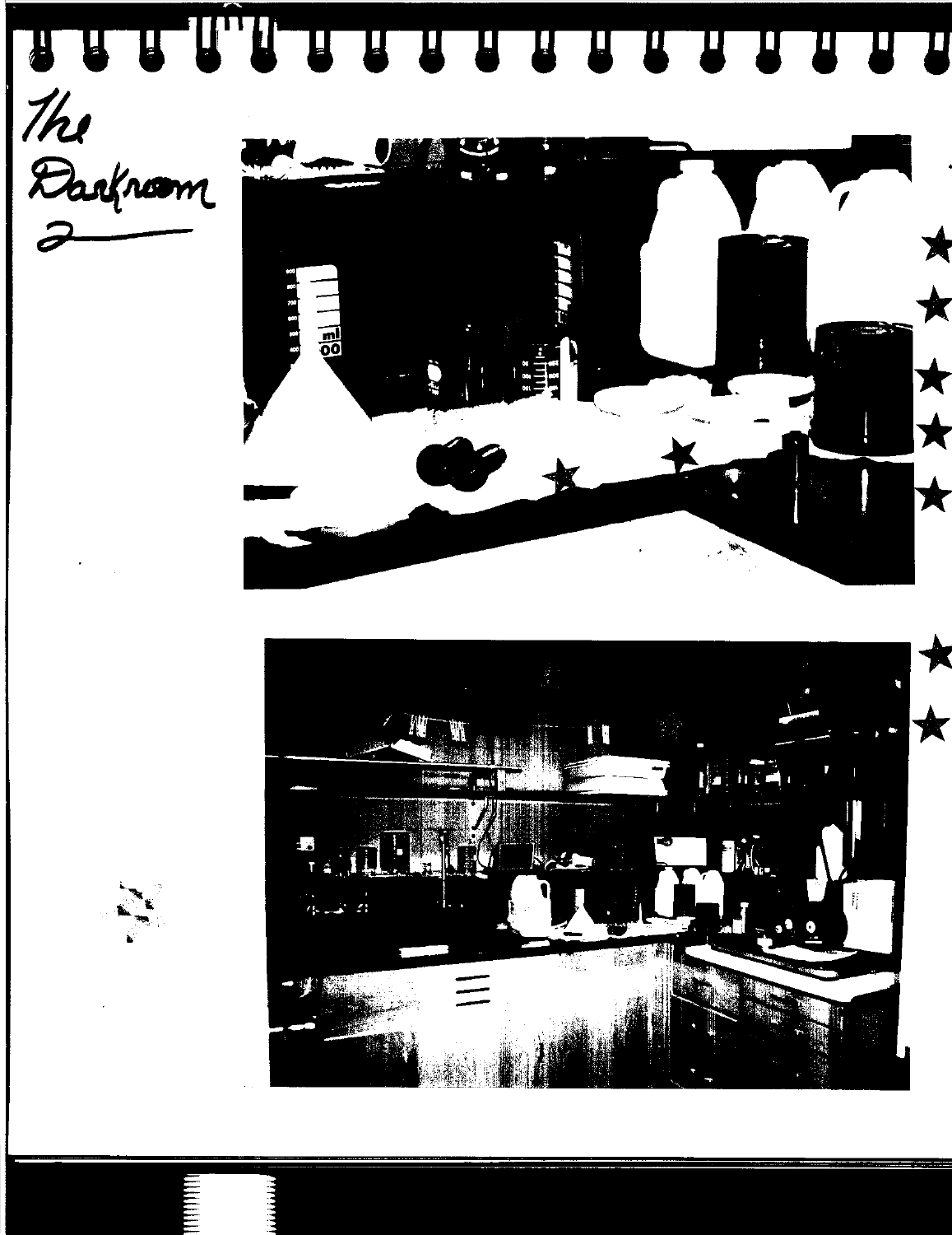The Darkroom 2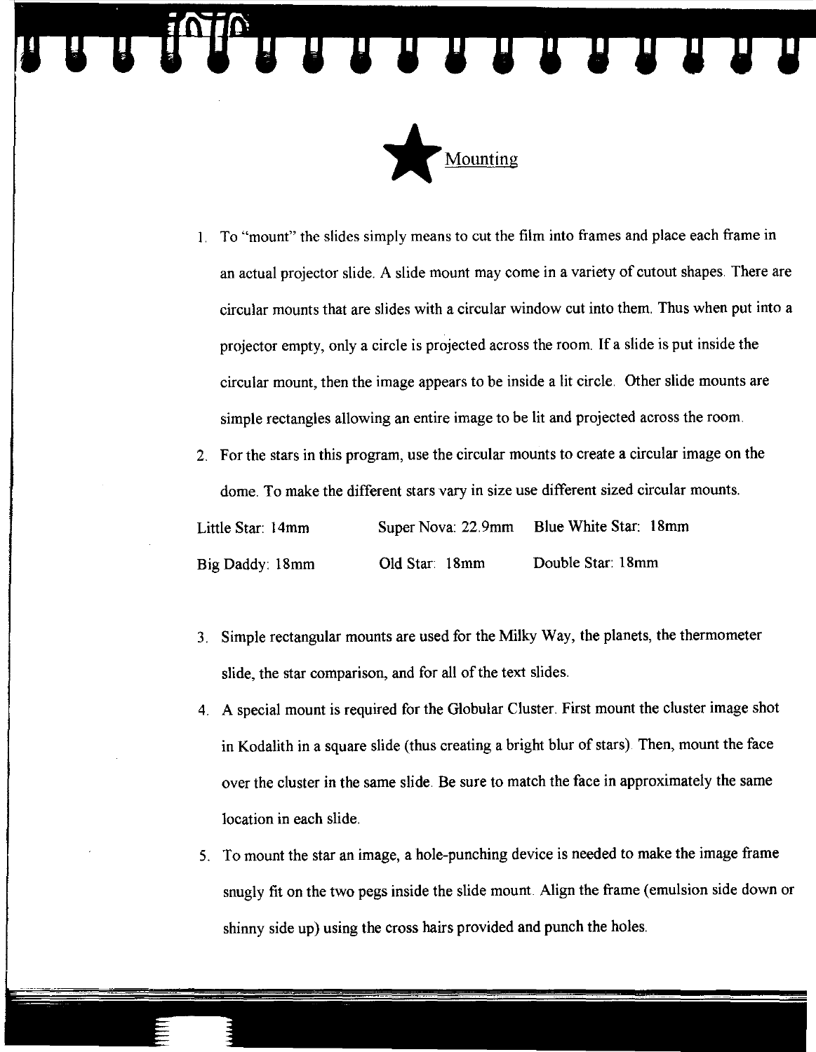## Mounting

1. To "mount" the slides simply means to cut the film into frames and place each frame in an actual projector slide. A slide mount may come in a variety of cutout shapes. There are circular mounts that are slides with a circular window cut into them. Thus when put into a projector empty, only a circle is projected across the room. If a slide is put inside the circular mount, then the image appears to be inside a lit circle. Other slide mounts are simple rectangles allowing an entire image to be lit and projected across the room.

2. For the stars in this program, use the circular mounts to create a circular image on the dome. To make the different stars vary in size use different sized circular mounts.

| | | |
|---|---|---|
| Little Star: 14mm | Super Nova: 22.9mm | Blue White Star: 18mm |
| Big Daddy: 18mm | Old Star: 18mm | Double Star: 18mm |

3. Simple rectangular mounts are used for the Milky Way, the planets, the thermometer slide, the star comparison, and for all of the text slides.

4. A special mount is required for the Globular Cluster. First mount the cluster image shot in Kodalith in a square slide (thus creating a bright blur of stars). Then, mount the face over the cluster in the same slide. Be sure to match the face in approximately the same location in each slide.

5. To mount the star an image, a hole-punching device is needed to make the image frame snugly fit on the two pegs inside the slide mount. Align the frame (emulsion side down or shinny side up) using the cross hairs provided and punch the holes.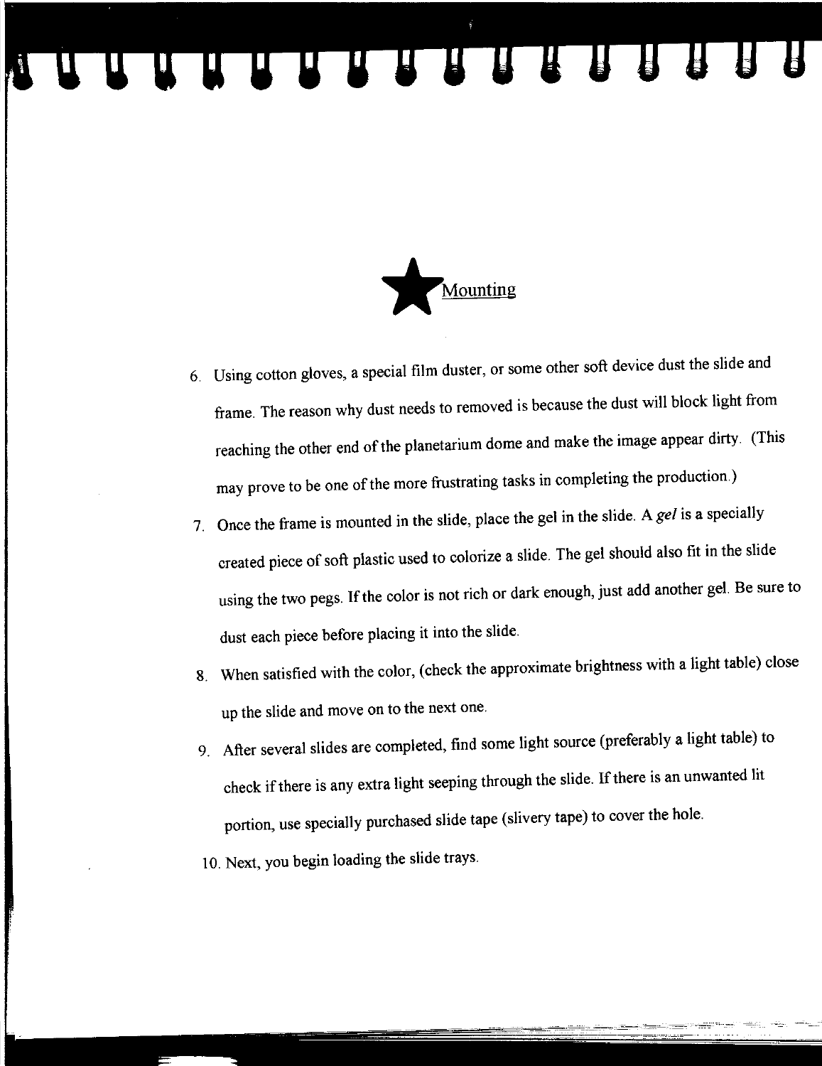## Mounting

6. Using cotton gloves, a special film duster, or some other soft device dust the slide and frame. The reason why dust needs to removed is because the dust will block light from reaching the other end of the planetarium dome and make the image appear dirty. (This may prove to be one of the more frustrating tasks in completing the production.)
7. Once the frame is mounted in the slide, place the gel in the slide. A *gel* is a specially created piece of soft plastic used to colorize a slide. The gel should also fit in the slide using the two pegs. If the color is not rich or dark enough, just add another gel. Be sure to dust each piece before placing it into the slide.
8. When satisfied with the color, (check the approximate brightness with a light table) close up the slide and move on to the next one.
9. After several slides are completed, find some light source (preferably a light table) to check if there is any extra light seeping through the slide. If there is an unwanted lit portion, use specially purchased slide tape (slivery tape) to cover the hole.
10. Next, you begin loading the slide trays.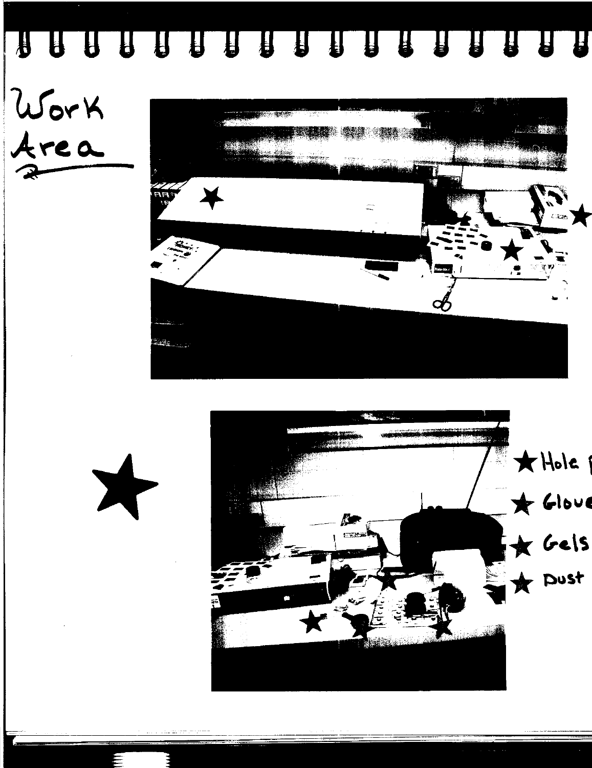# Work Area

★ Hole p

★ Glove

★ Gels

★ Dust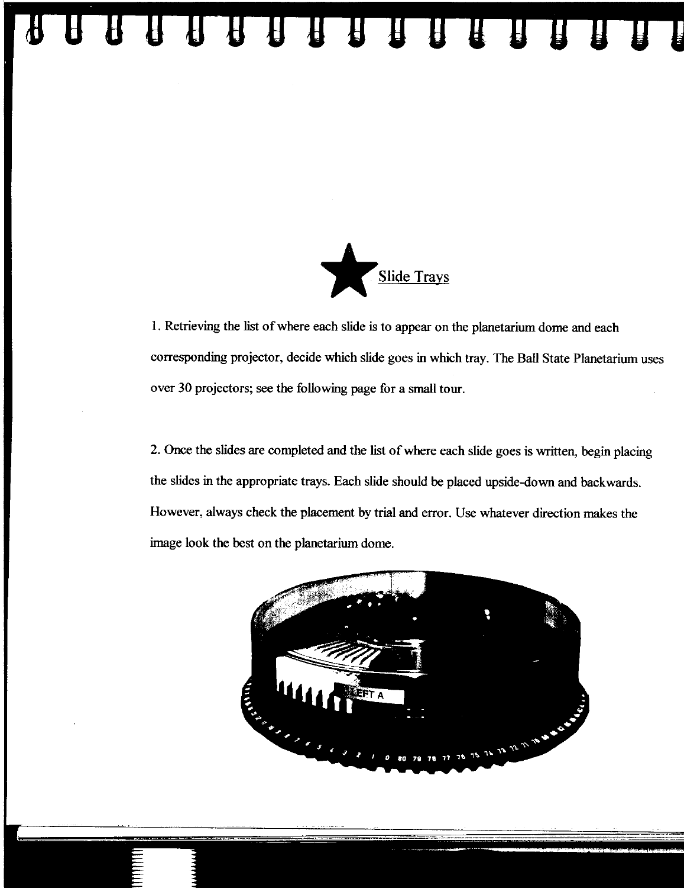## Slide Trays

1. Retrieving the list of where each slide is to appear on the planetarium dome and each corresponding projector, decide which slide goes in which tray. The Ball State Planetarium uses over 30 projectors; see the following page for a small tour.

2. Once the slides are completed and the list of where each slide goes is written, begin placing the slides in the appropriate trays. Each slide should be placed upside-down and backwards. However, always check the placement by trial and error. Use whatever direction makes the image look the best on the planetarium dome.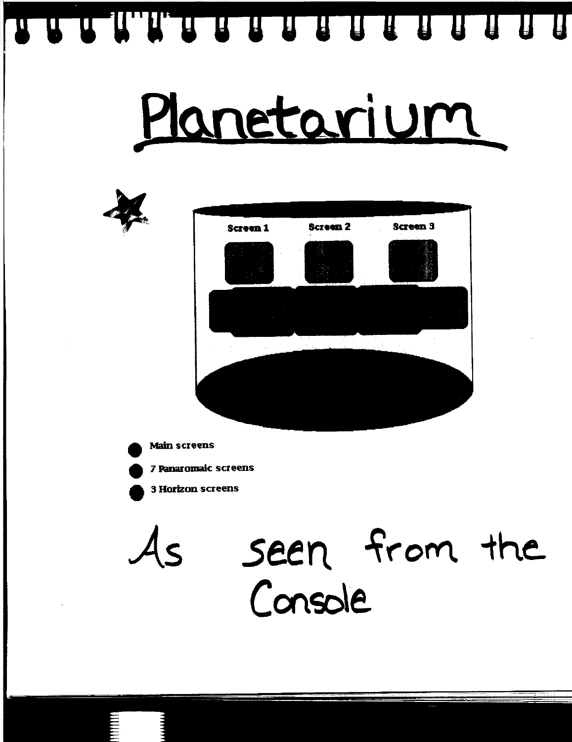# Planetarium

Screen 1 Screen 2 Screen 3

- Main screens
- 7 Panaromaic screens
- 3 Horizon screens

As seen from the Console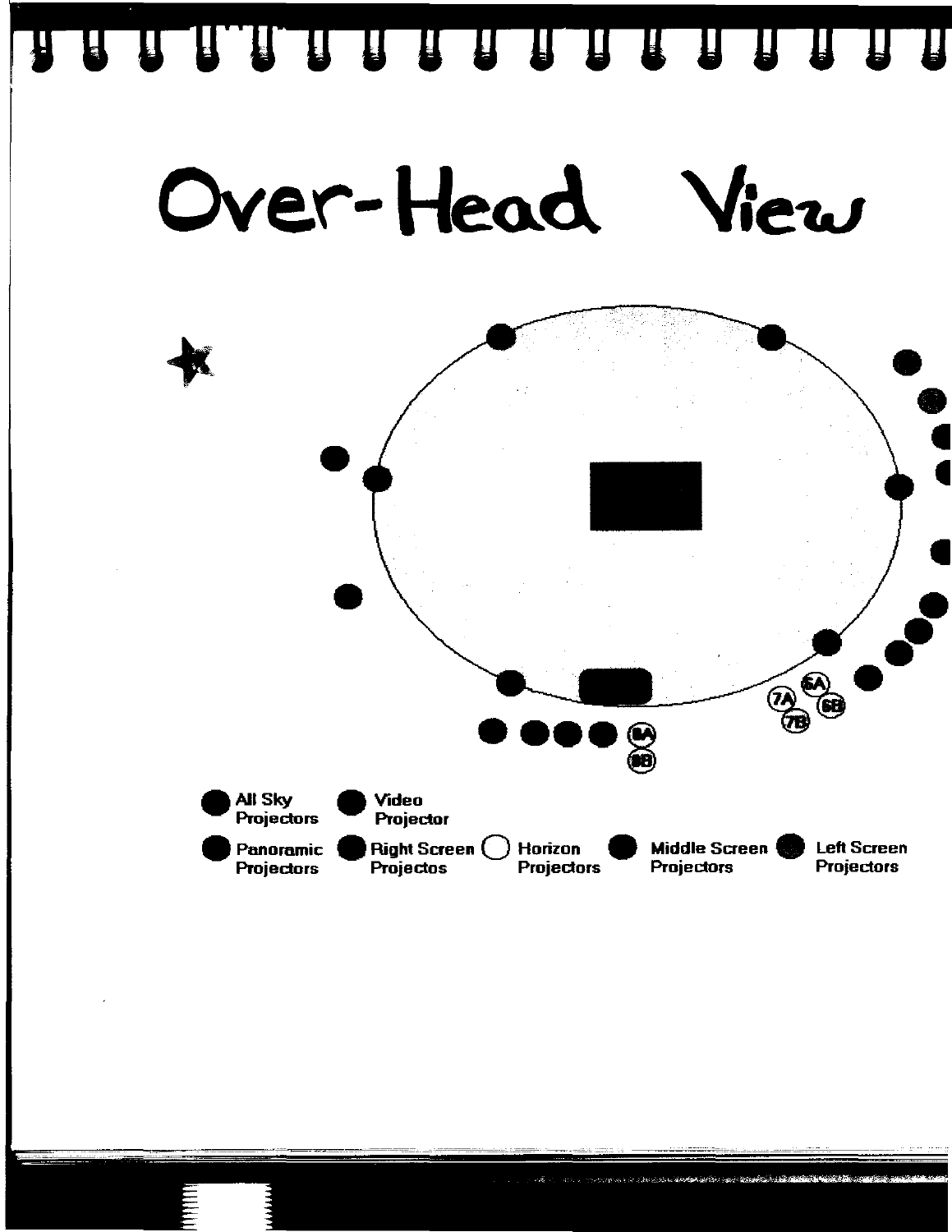# Over-Head View

6A
6B
7A
7B
8A
8B

All Sky Projectors
Video Projector
Panoramic Projectors
Right Screen Projectos
Horizon Projectors
Middle Screen Projectors
Left Screen Projectors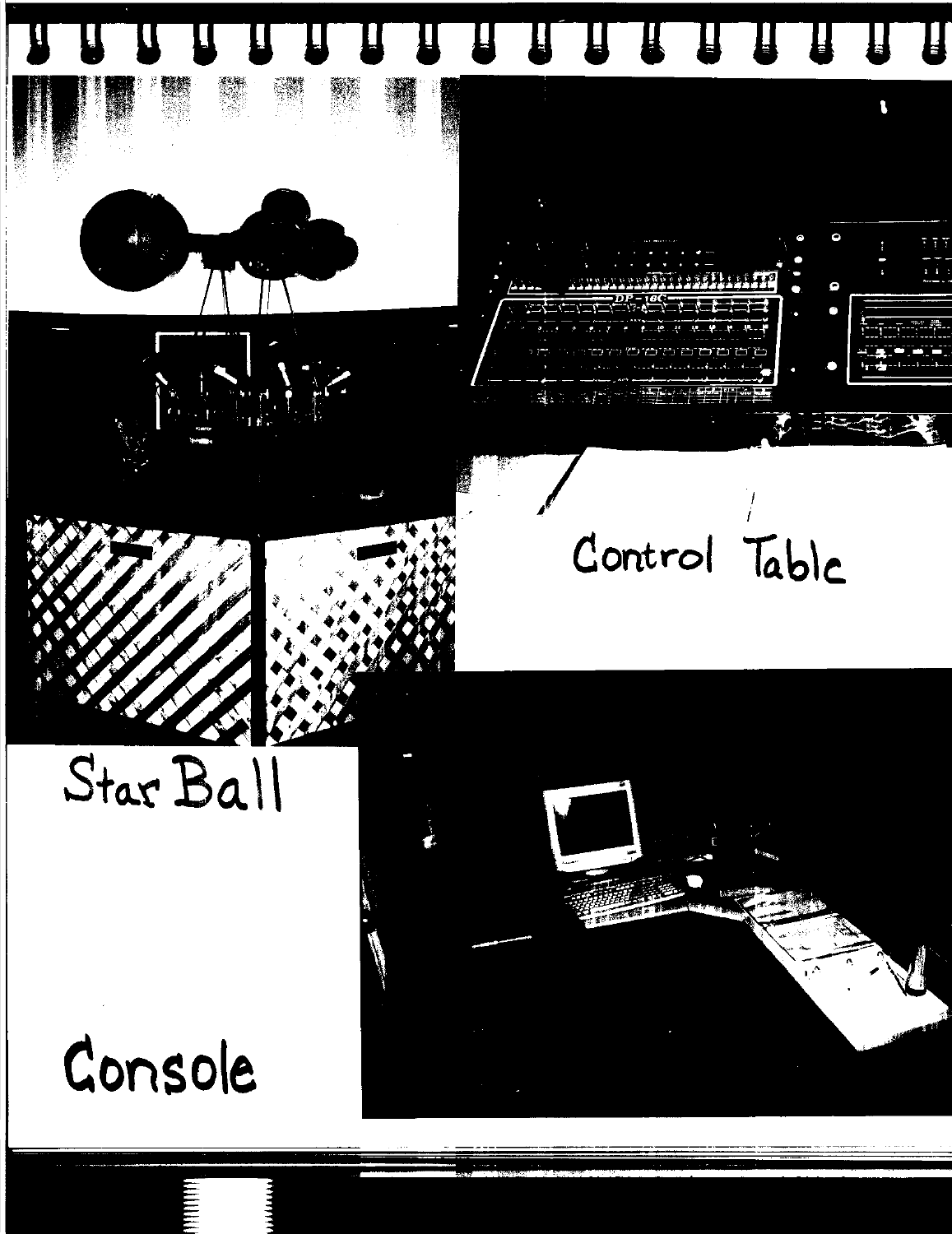Control Table

Star Ball

Console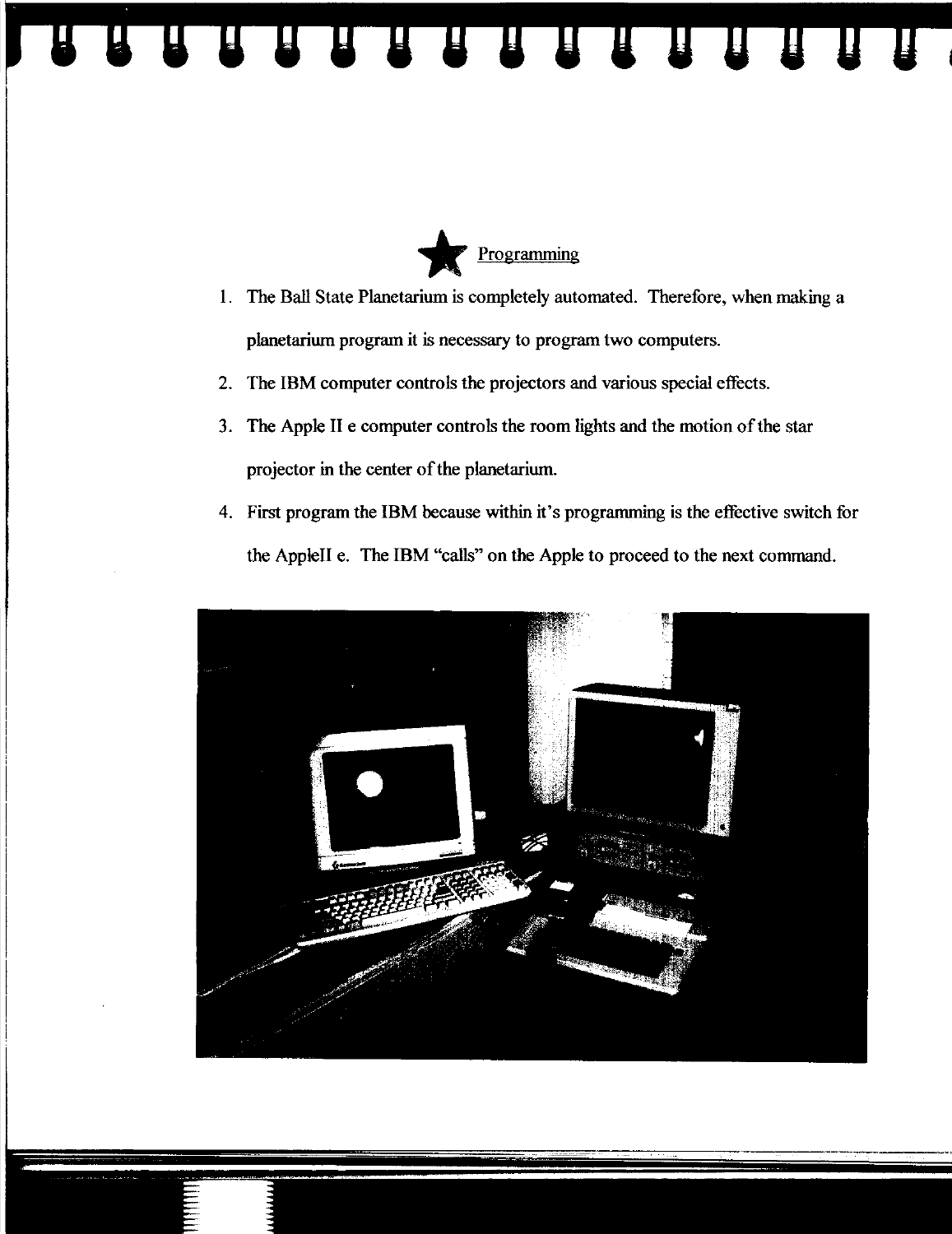## Programming

1. The Ball State Planetarium is completely automated. Therefore, when making a planetarium program it is necessary to program two computers.
2. The IBM computer controls the projectors and various special effects.
3. The Apple II e computer controls the room lights and the motion of the star projector in the center of the planetarium.
4. First program the IBM because within it's programming is the effective switch for the AppleII e. The IBM "calls" on the Apple to proceed to the next command.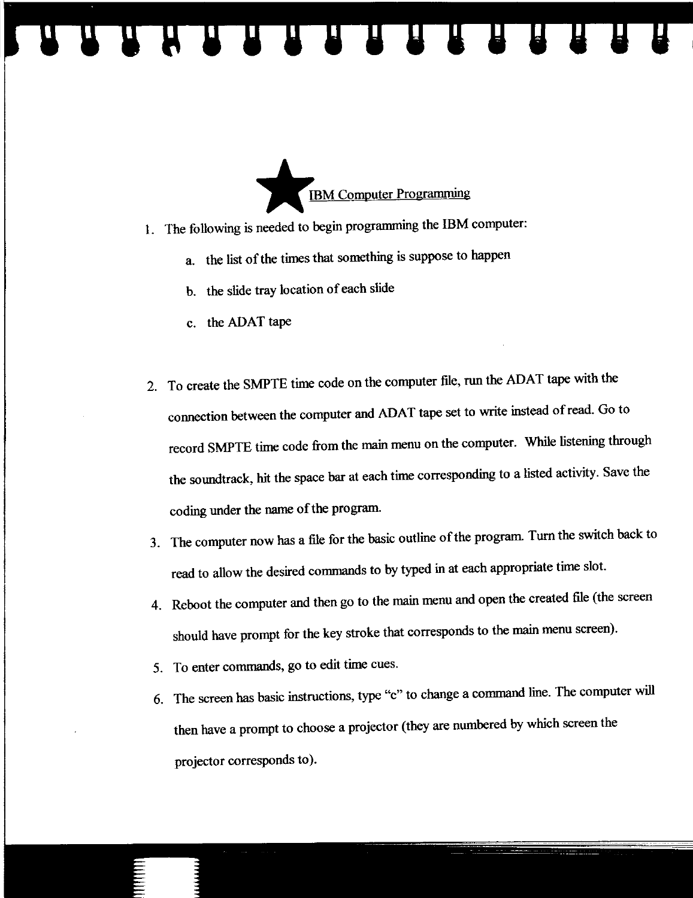## ★ IBM Computer Programming

1. The following is needed to begin programming the IBM computer:
   a. the list of the times that something is suppose to happen
   b. the slide tray location of each slide
   c. the ADAT tape
2. To create the SMPTE time code on the computer file, run the ADAT tape with the connection between the computer and ADAT tape set to write instead of read. Go to record SMPTE time code from the main menu on the computer. While listening through the soundtrack, hit the space bar at each time corresponding to a listed activity. Save the coding under the name of the program.
3. The computer now has a file for the basic outline of the program. Turn the switch back to read to allow the desired commands to by typed in at each appropriate time slot.
4. Reboot the computer and then go to the main menu and open the created file (the screen should have prompt for the key stroke that corresponds to the main menu screen).
5. To enter commands, go to edit time cues.
6. The screen has basic instructions, type "c" to change a command line. The computer will then have a prompt to choose a projector (they are numbered by which screen the projector corresponds to).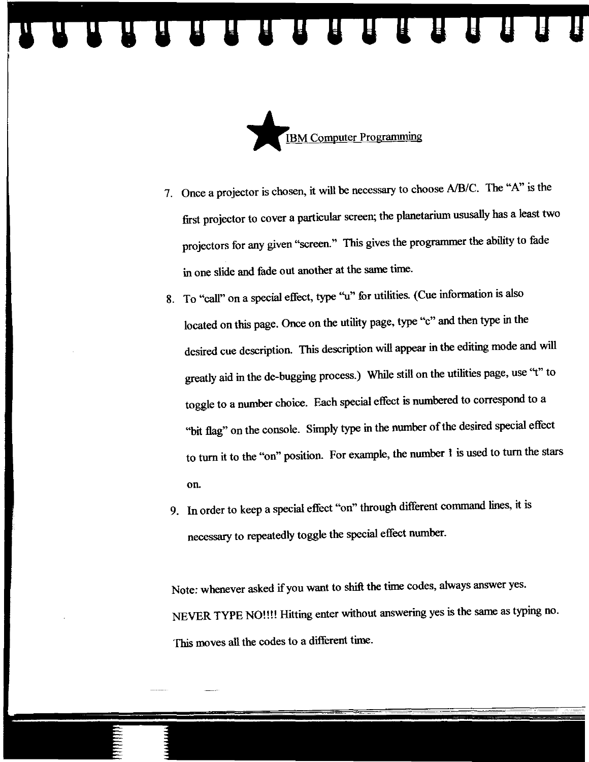## IBM Computer Programming

7. Once a projector is chosen, it will be necessary to choose A/B/C. The "A" is the first projector to cover a particular screen; the planetarium ususally has a least two projectors for any given "screen." This gives the programmer the ability to fade in one slide and fade out another at the same time.
8. To "call" on a special effect, type "u" for utilities. (Cue information is also located on this page. Once on the utility page, type "c" and then type in the desired cue description. This description will appear in the editing mode and will greatly aid in the de-bugging process.) While still on the utilities page, use "t" to toggle to a number choice. Each special effect is numbered to correspond to a "bit flag" on the console. Simply type in the number of the desired special effect to turn it to the "on" position. For example, the number 1 is used to turn the stars on.
9. In order to keep a special effect "on" through different command lines, it is necessary to repeatedly toggle the special effect number.

Note: whenever asked if you want to shift the time codes, always answer yes. NEVER TYPE NO!!!! Hitting enter without answering yes is the same as typing no. This moves all the codes to a different time.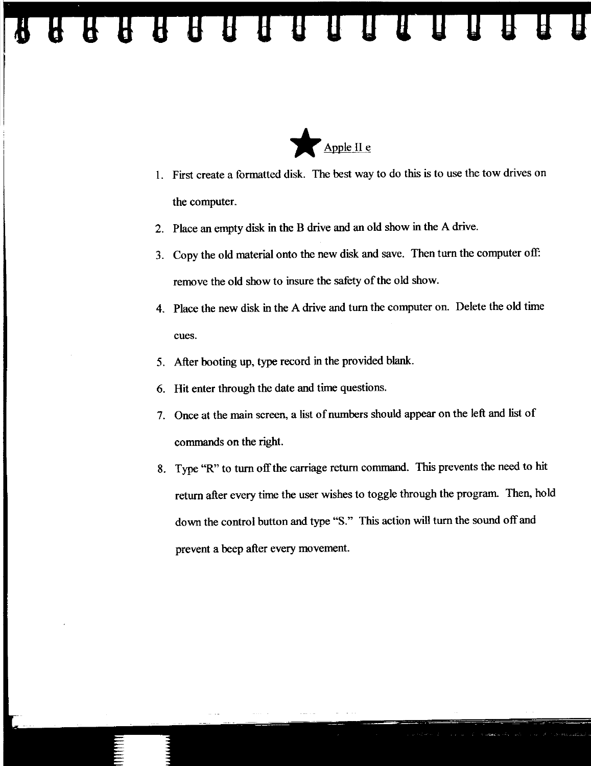★ Apple II e

1. First create a formatted disk. The best way to do this is to use the tow drives on the computer.
2. Place an empty disk in the B drive and an old show in the A drive.
3. Copy the old material onto the new disk and save. Then turn the computer off: remove the old show to insure the safety of the old show.
4. Place the new disk in the A drive and turn the computer on. Delete the old time cues.
5. After booting up, type record in the provided blank.
6. Hit enter through the date and time questions.
7. Once at the main screen, a list of numbers should appear on the left and list of commands on the right.
8. Type "R" to turn off the carriage return command. This prevents the need to hit return after every time the user wishes to toggle through the program. Then, hold down the control button and type "S." This action will turn the sound off and prevent a beep after every movement.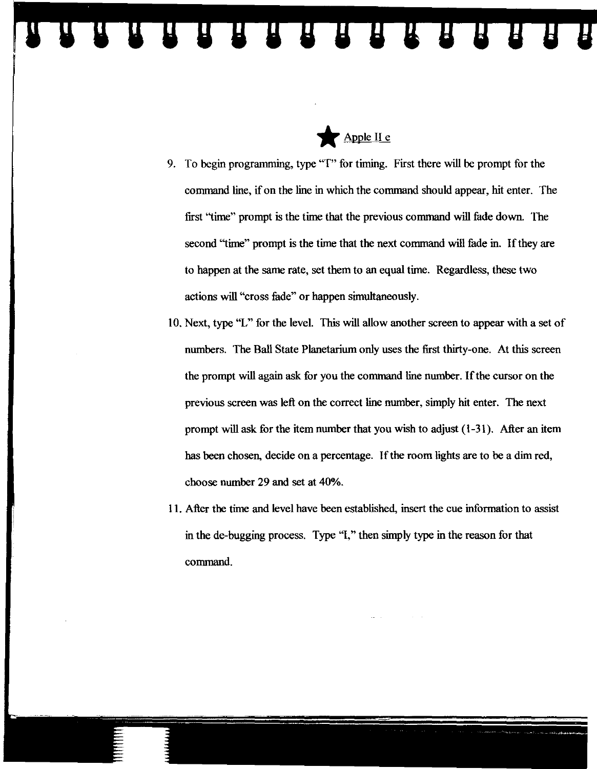★ Apple II e

9. To begin programming, type "T" for timing. First there will be prompt for the command line, if on the line in which the command should appear, hit enter. The first "time" prompt is the time that the previous command will fade down. The second "time" prompt is the time that the next command will fade in. If they are to happen at the same rate, set them to an equal time. Regardless, these two actions will "cross fade" or happen simultaneously.

10. Next, type "L" for the level. This will allow another screen to appear with a set of numbers. The Ball State Planetarium only uses the first thirty-one. At this screen the prompt will again ask for you the command line number. If the cursor on the previous screen was left on the correct line number, simply hit enter. The next prompt will ask for the item number that you wish to adjust (1-31). After an item has been chosen, decide on a percentage. If the room lights are to be a dim red, choose number 29 and set at 40%.

11. After the time and level have been established, insert the cue information to assist in the de-bugging process. Type "I," then simply type in the reason for that command.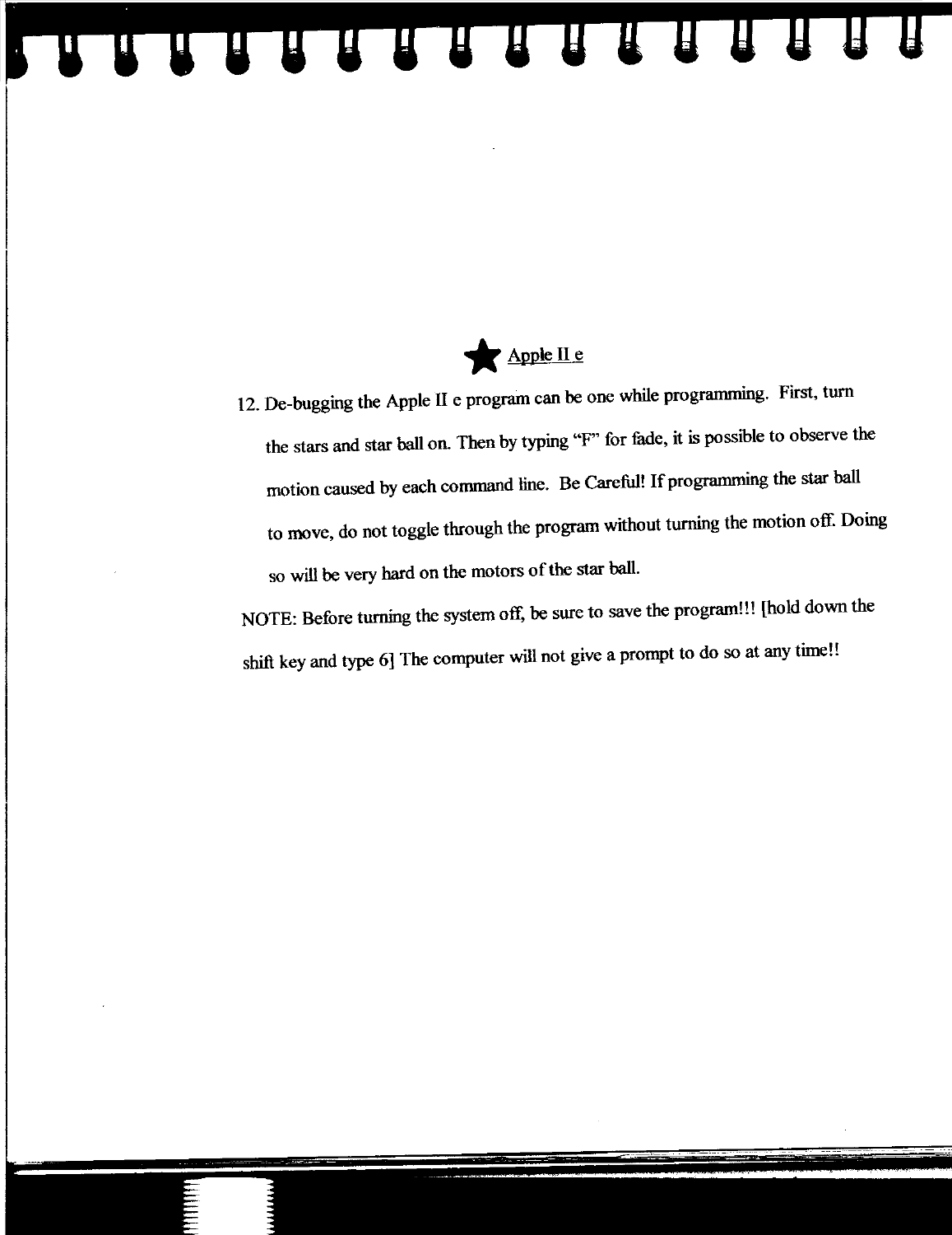## ★ Apple II e

12. De-bugging the Apple II e program can be one while programming. First, turn the stars and star ball on. Then by typing "F" for fade, it is possible to observe the motion caused by each command line. Be Careful! If programming the star ball to move, do not toggle through the program without turning the motion off. Doing so will be very hard on the motors of the star ball.

NOTE: Before turning the system off, be sure to save the program!!! [hold down the shift key and type 6] The computer will not give a prompt to do so at any time!!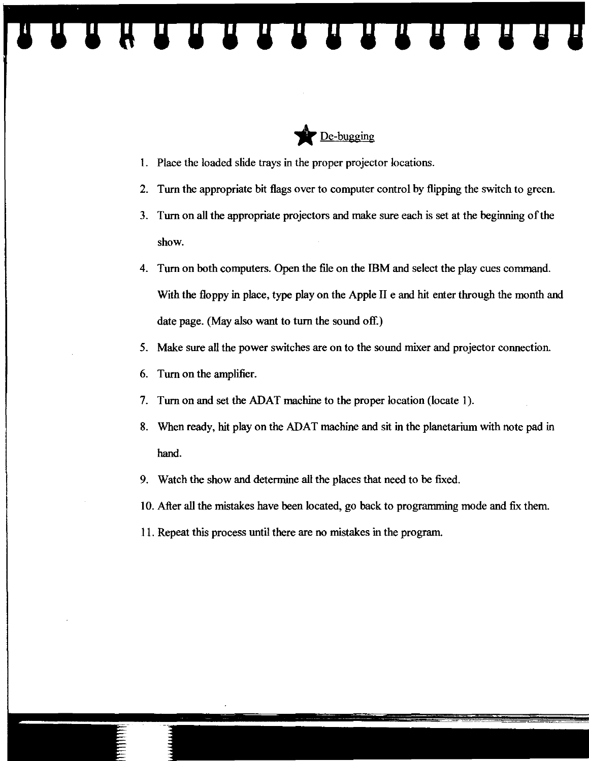## ★ De-bugging

1. Place the loaded slide trays in the proper projector locations.
2. Turn the appropriate bit flags over to computer control by flipping the switch to green.
3. Turn on all the appropriate projectors and make sure each is set at the beginning of the show.
4. Turn on both computers. Open the file on the IBM and select the play cues command. With the floppy in place, type play on the Apple II e and hit enter through the month and date page. (May also want to turn the sound off.)
5. Make sure all the power switches are on to the sound mixer and projector connection.
6. Turn on the amplifier.
7. Turn on and set the ADAT machine to the proper location (locate 1).
8. When ready, hit play on the ADAT machine and sit in the planetarium with note pad in hand.
9. Watch the show and determine all the places that need to be fixed.
10. After all the mistakes have been located, go back to programming mode and fix them.
11. Repeat this process until there are no mistakes in the program.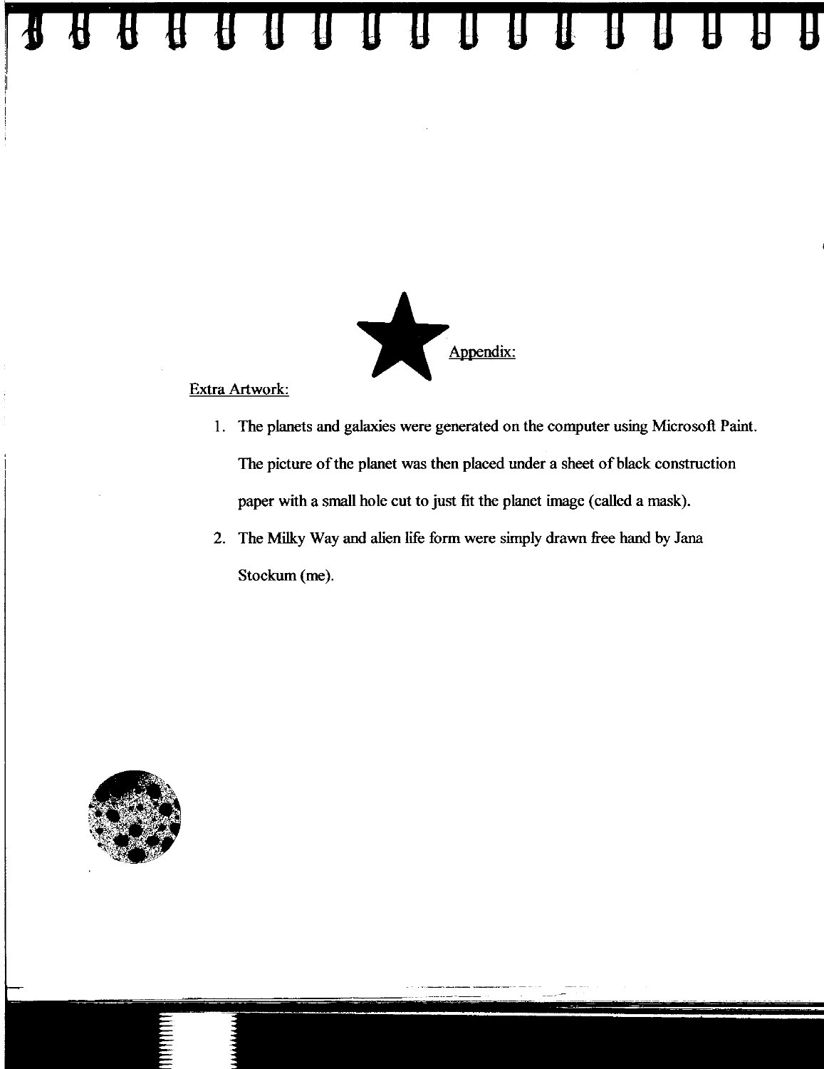## Appendix:

Extra Artwork:

1. The planets and galaxies were generated on the computer using Microsoft Paint. The picture of the planet was then placed under a sheet of black construction paper with a small hole cut to just fit the planet image (called a mask).
2. The Milky Way and alien life form were simply drawn free hand by Jana Stockum (me).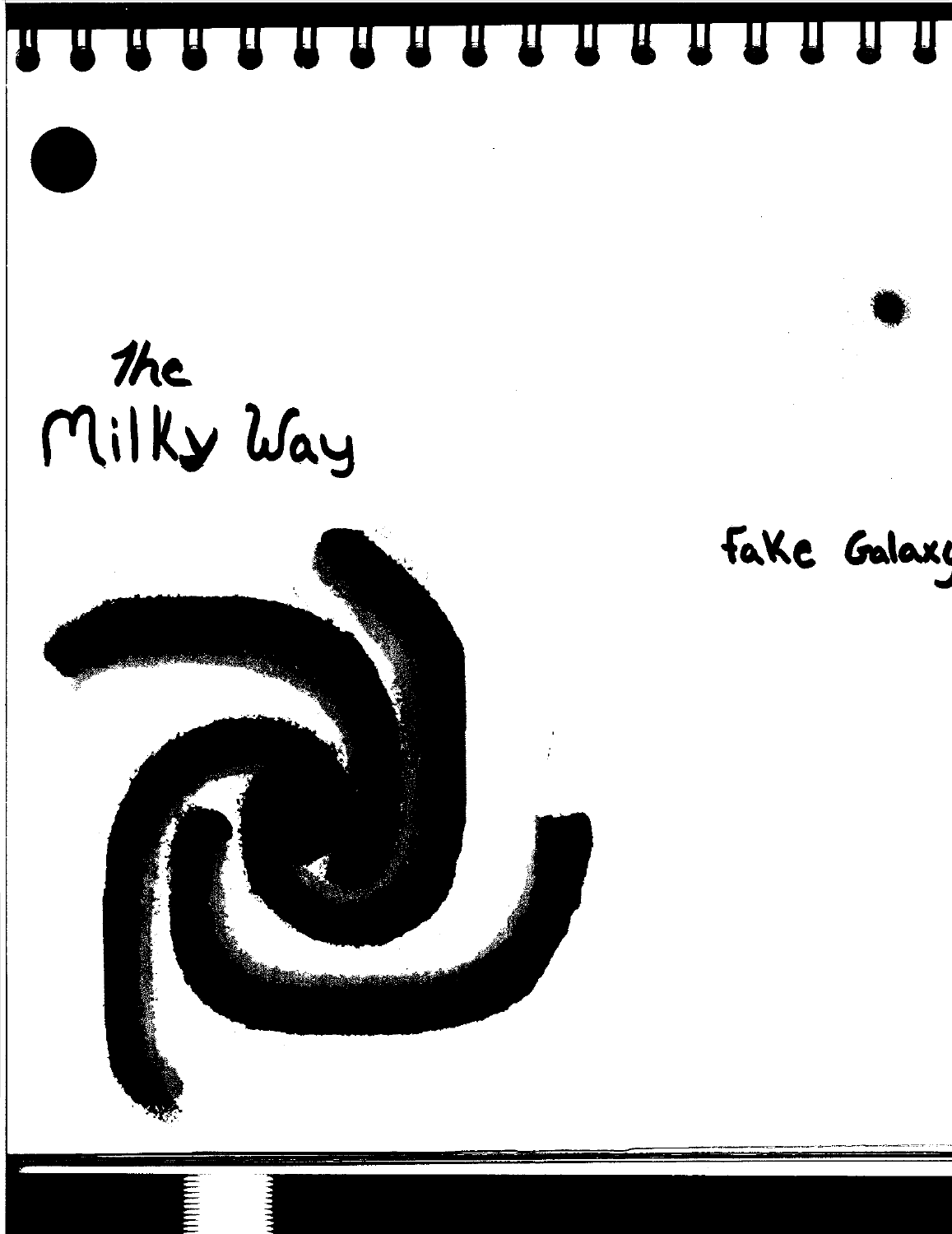The Milky Way

Fake Galaxy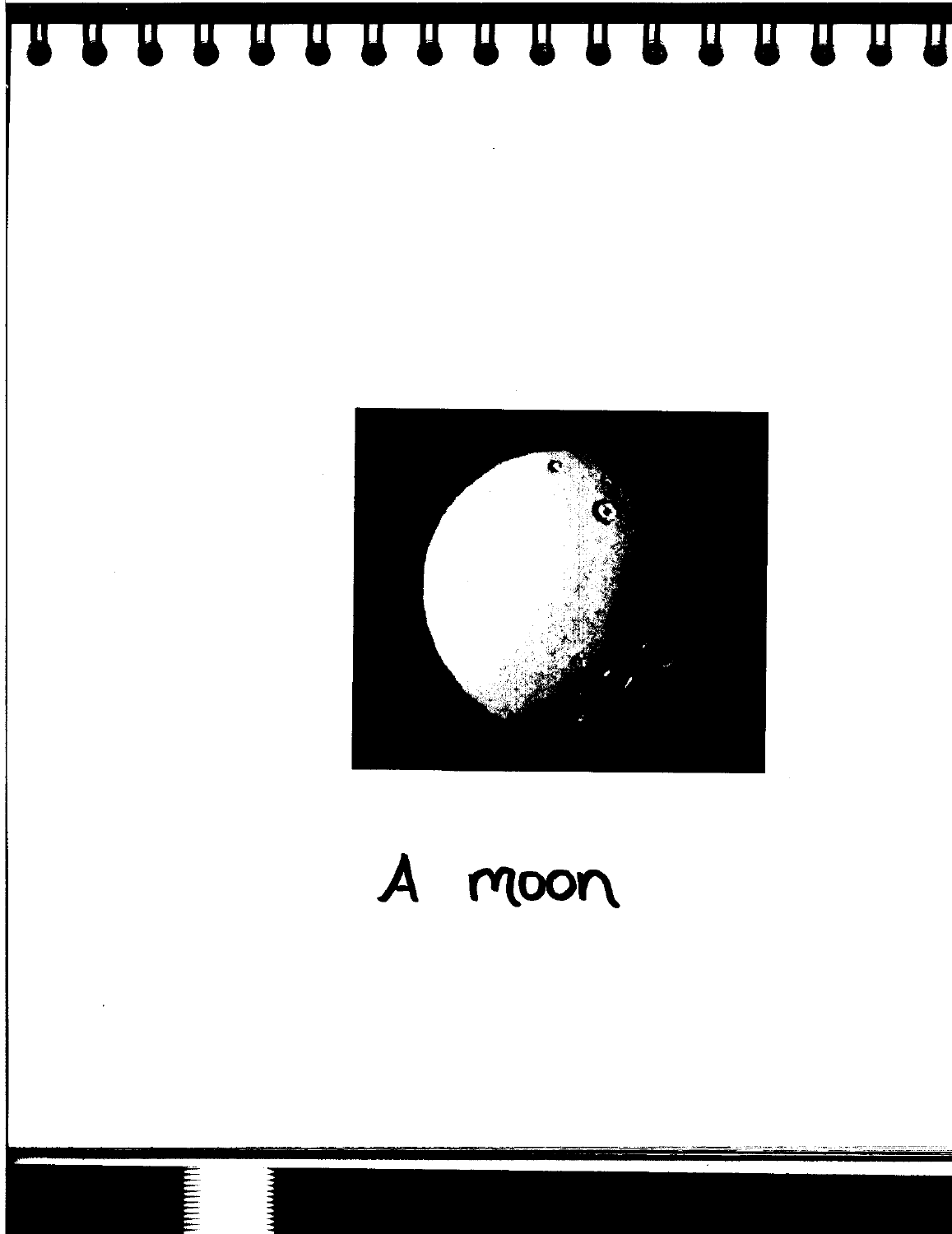A moon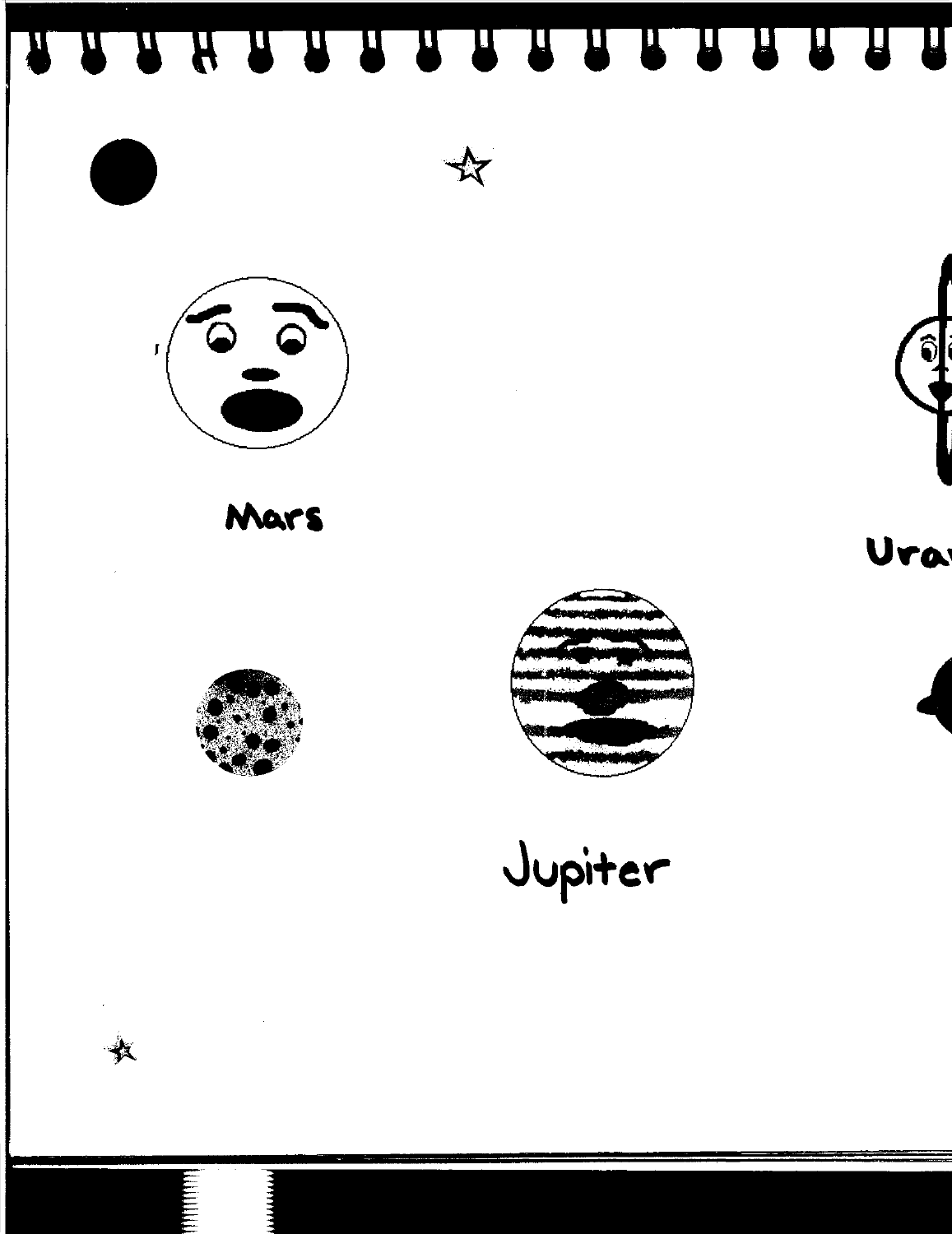Mars

Jupiter

Ura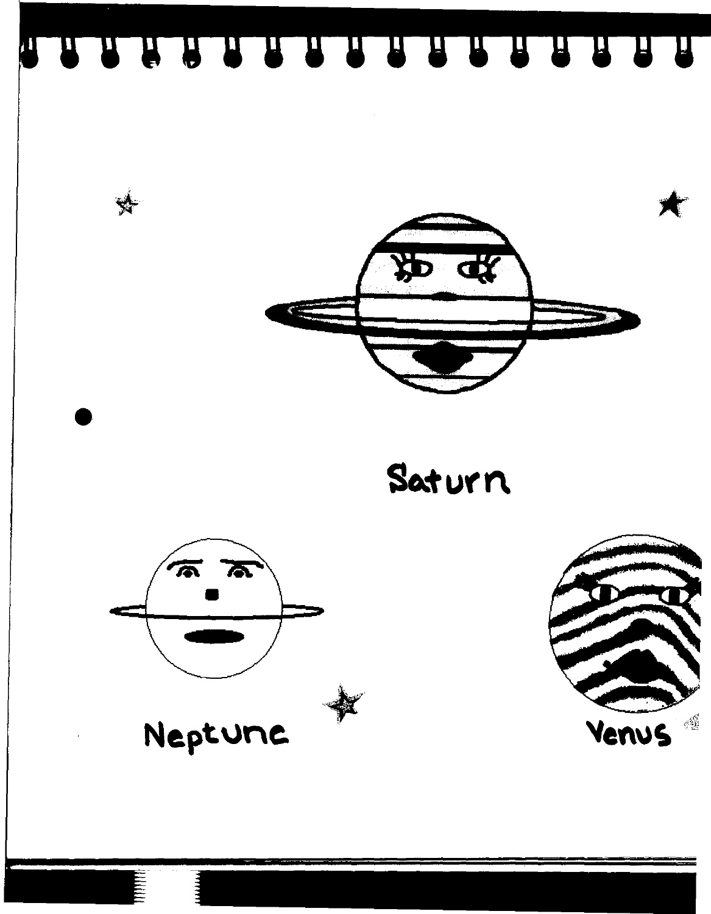Saturn

Neptune

Venus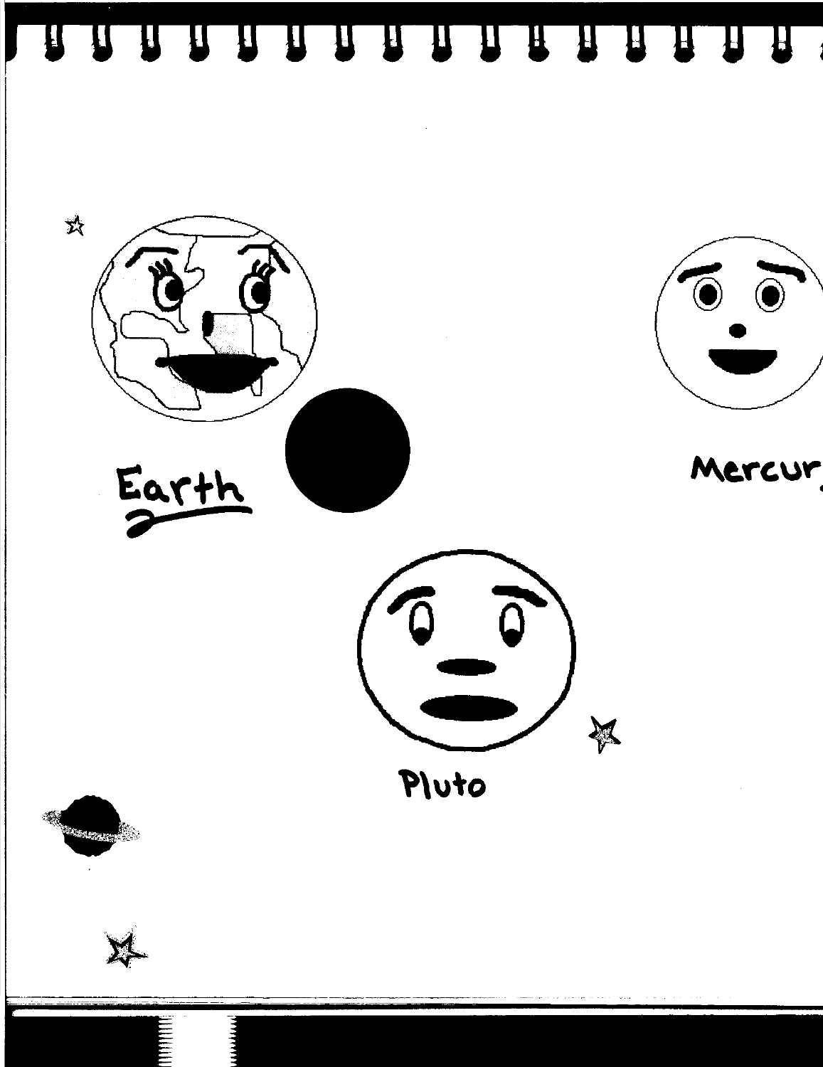Earth

Mercur

Pluto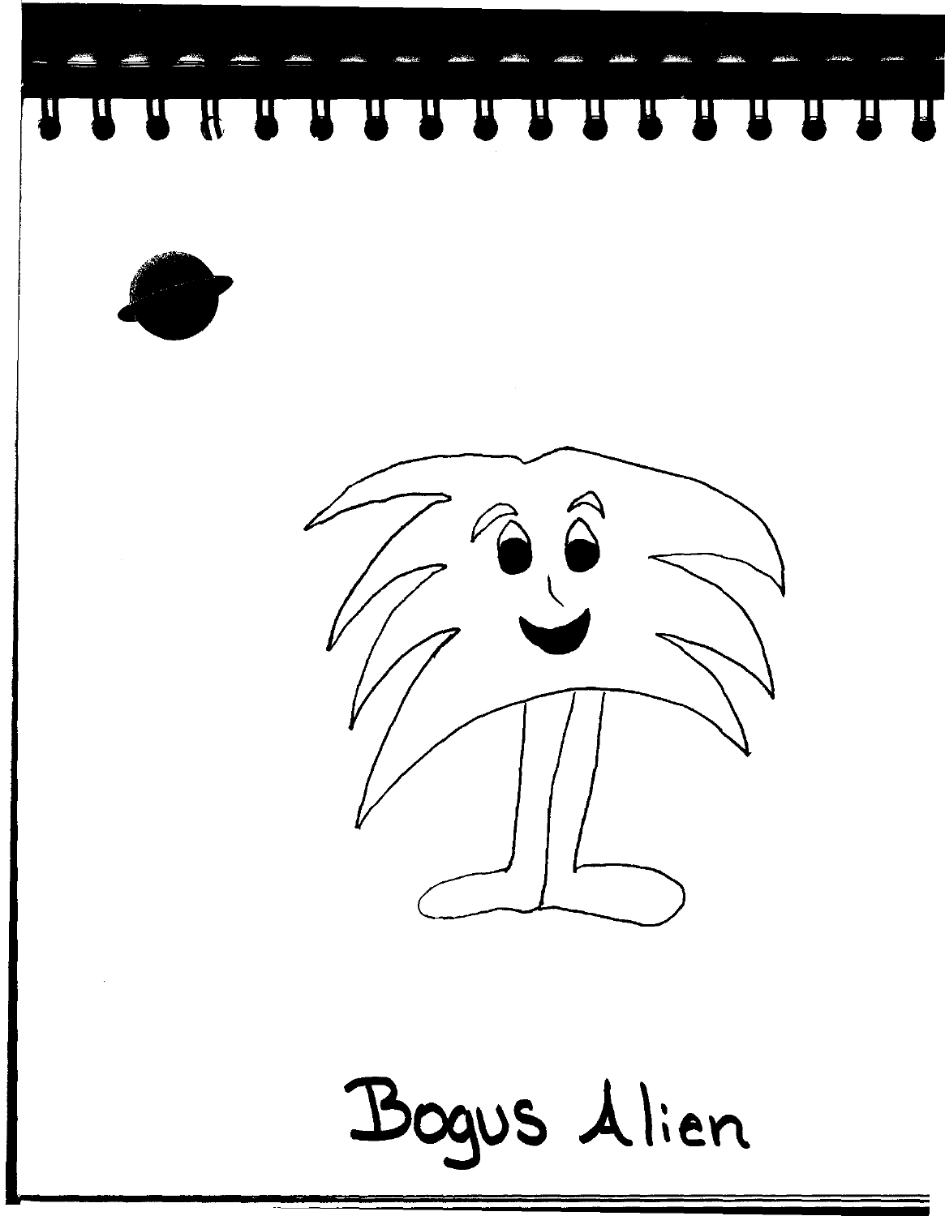Bogus Alien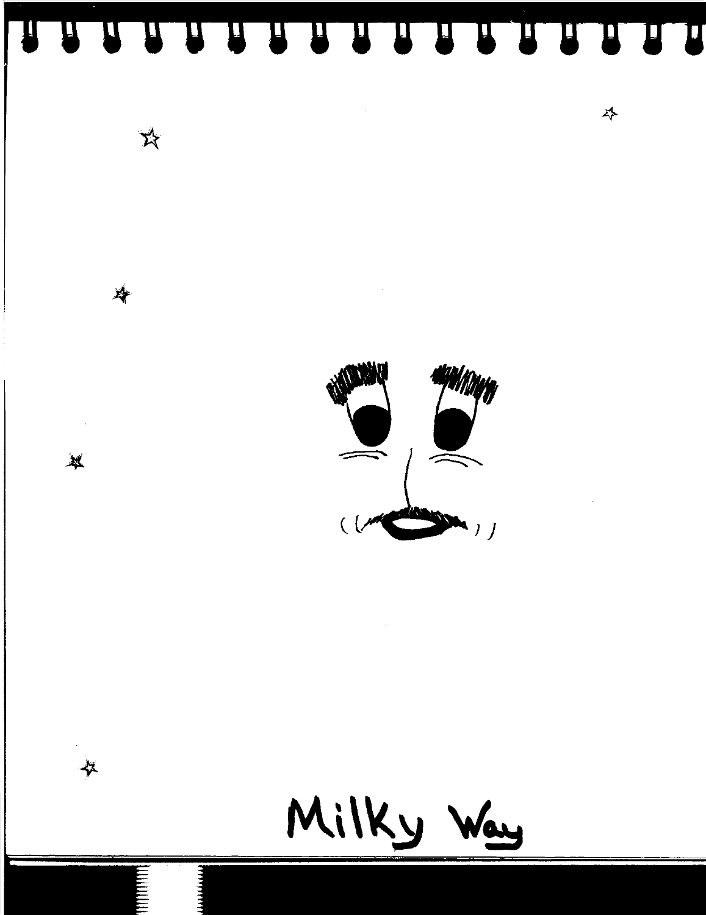Milky Way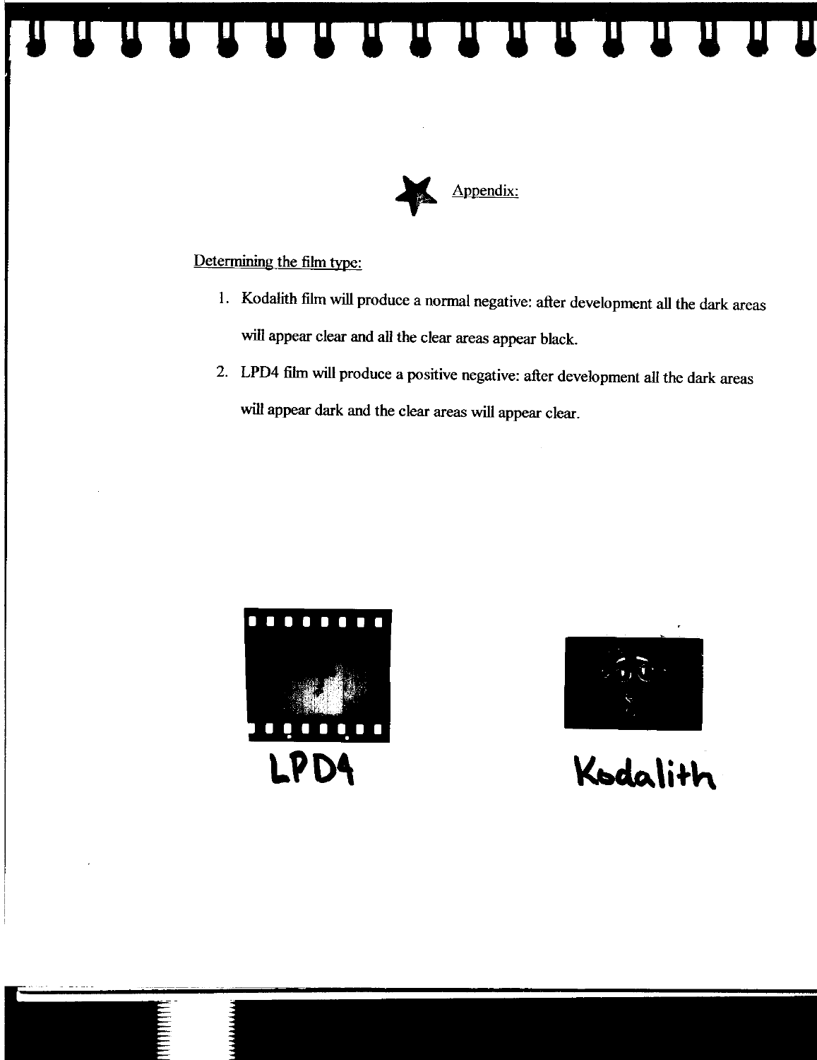## Appendix:

Determining the film type:

1. Kodalith film will produce a normal negative: after development all the dark areas will appear clear and all the clear areas appear black.
2. LPD4 film will produce a positive negative: after development all the dark areas will appear dark and the clear areas will appear clear.

LPD4

Kodalith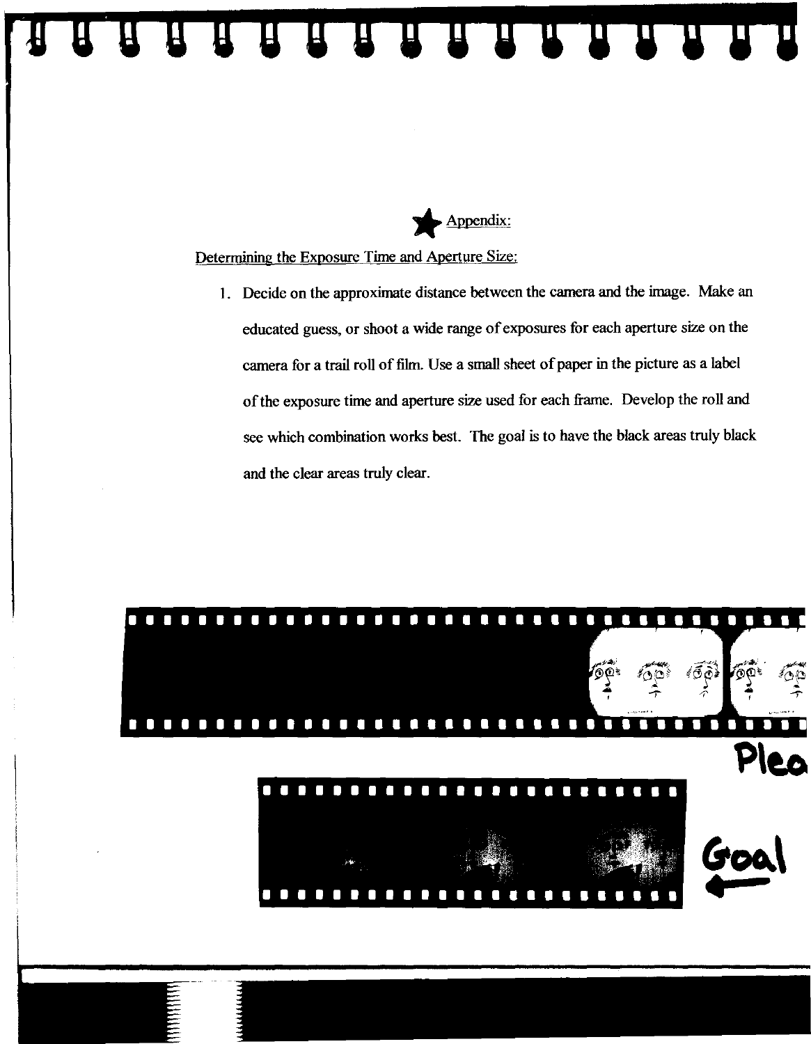Appendix:

Determining the Exposure Time and Aperture Size:

1. Decide on the approximate distance between the camera and the image. Make an educated guess, or shoot a wide range of exposures for each aperture size on the camera for a trail roll of film. Use a small sheet of paper in the picture as a label of the exposure time and aperture size used for each frame. Develop the roll and see which combination works best. The goal is to have the black areas truly black and the clear areas truly clear.

Plea

Goal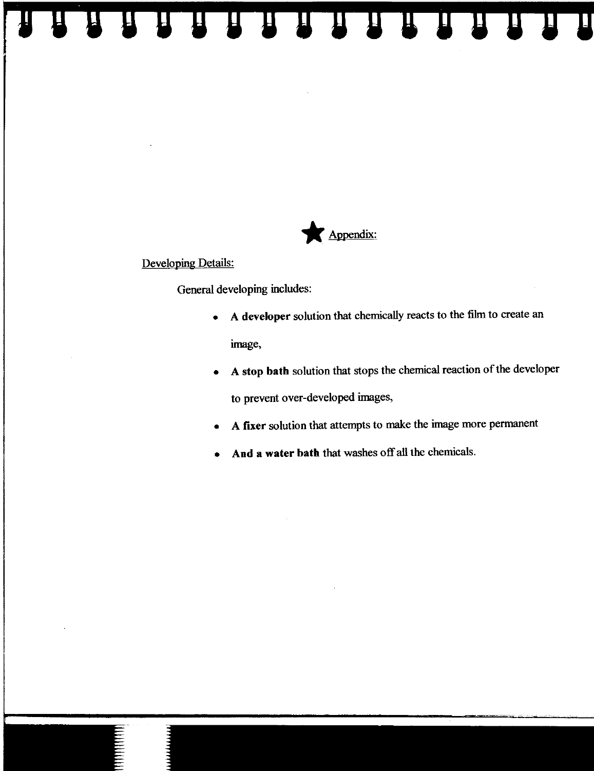# ★ Appendix:

Developing Details:

General developing includes:

- **A developer** solution that chemically reacts to the film to create an image,
- **A stop bath** solution that stops the chemical reaction of the developer to prevent over-developed images,
- **A fixer** solution that attempts to make the image more permanent
- **And a water bath** that washes off all the chemicals.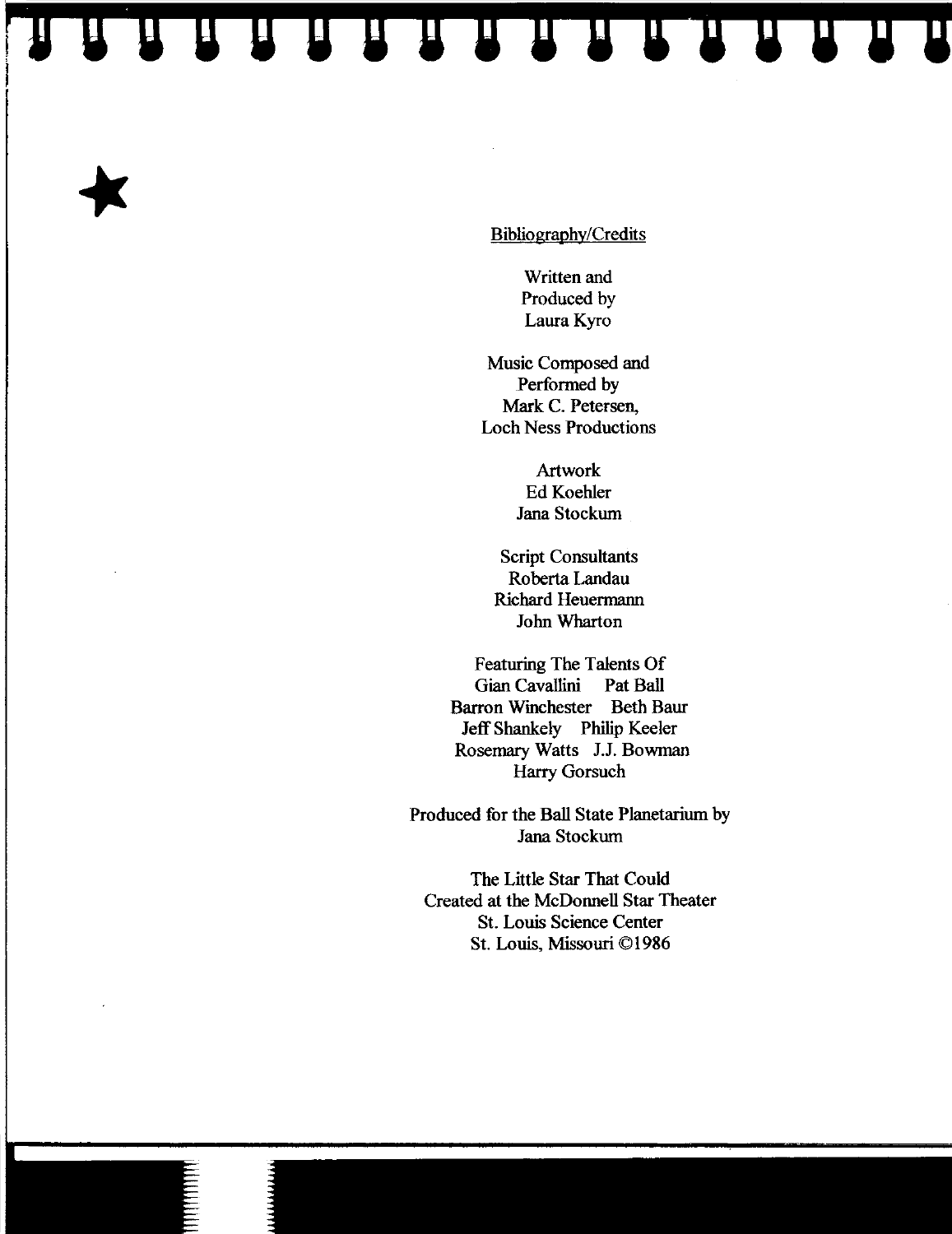## Bibliography/Credits

Written and
Produced by
Laura Kyro

Music Composed and
Performed by
Mark C. Petersen,
Loch Ness Productions

Artwork
Ed Koehler
Jana Stockum

Script Consultants
Roberta Landau
Richard Heuermann
John Wharton

Featuring The Talents Of
Gian Cavallini Pat Ball
Barron Winchester Beth Baur
Jeff Shankely Philip Keeler
Rosemary Watts J.J. Bowman
Harry Gorsuch

Produced for the Ball State Planetarium by
Jana Stockum

The Little Star That Could
Created at the McDonnell Star Theater
St. Louis Science Center
St. Louis, Missouri ©1986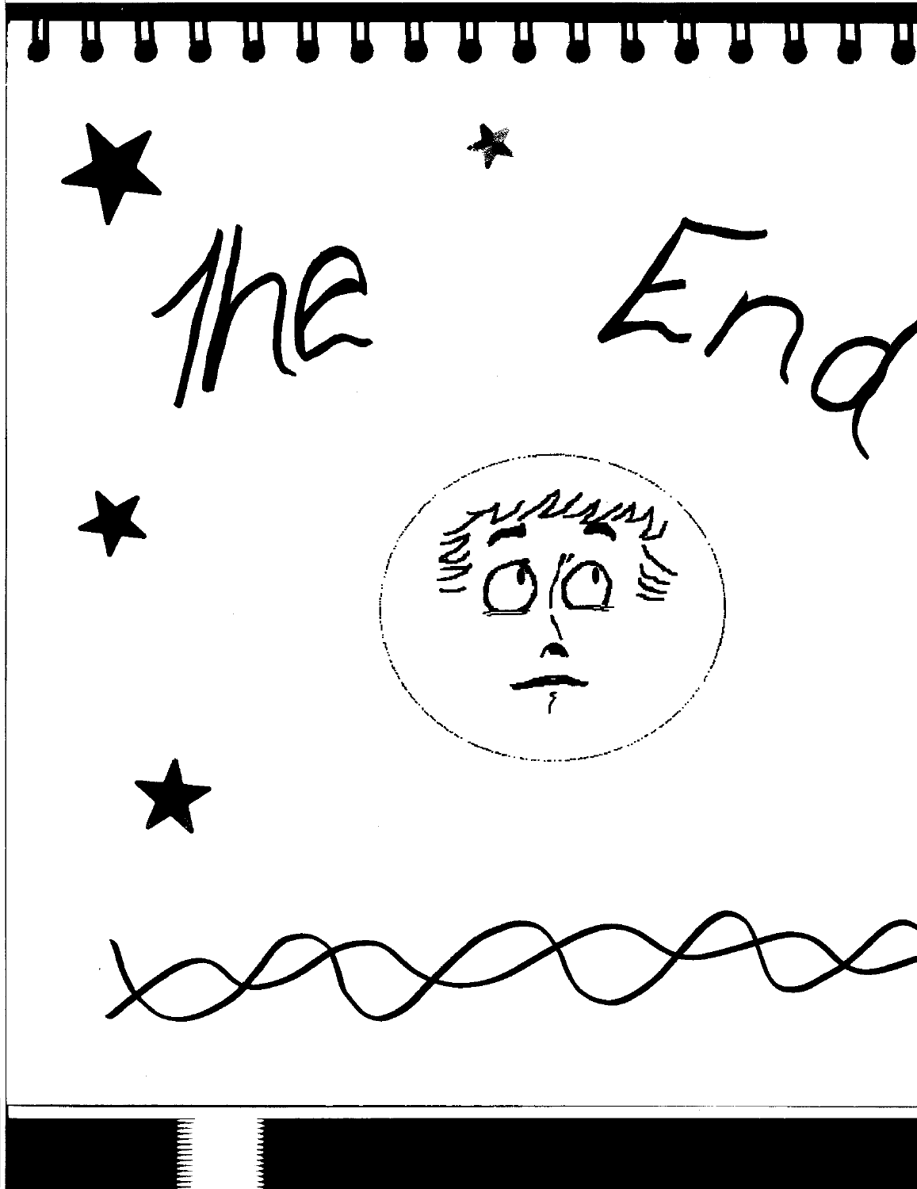The End